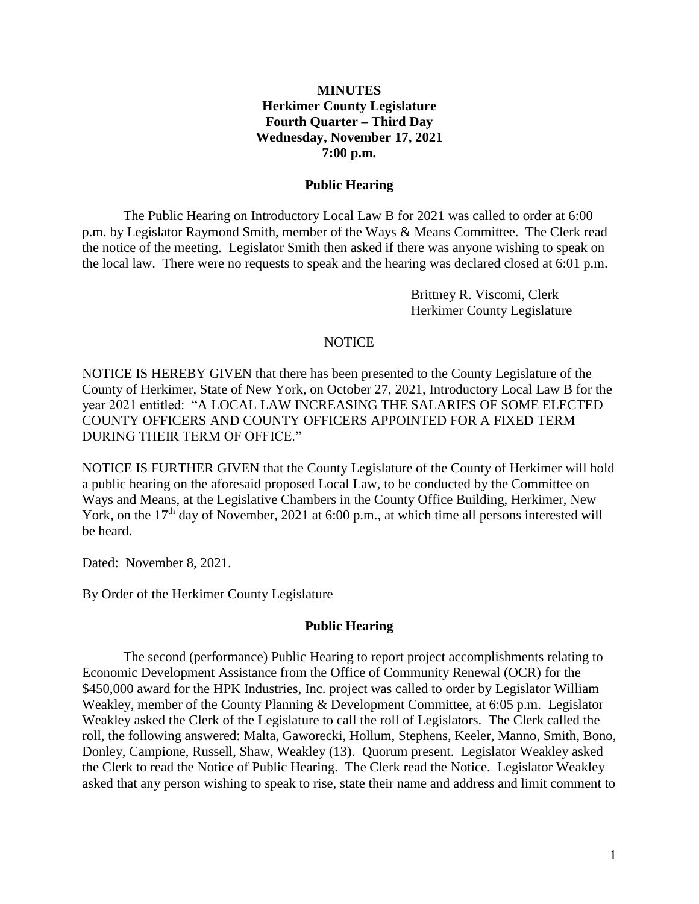**MINUTES**
**Herkimer County Legislature**
**Fourth Quarter – Third Day**
**Wednesday, November 17, 2021**
**7:00 p.m.**

**Public Hearing**

The Public Hearing on Introductory Local Law B for 2021 was called to order at 6:00 p.m. by Legislator Raymond Smith, member of the Ways & Means Committee. The Clerk read the notice of the meeting. Legislator Smith then asked if there was anyone wishing to speak on the local law. There were no requests to speak and the hearing was declared closed at 6:01 p.m.

Brittney R. Viscomi, Clerk
Herkimer County Legislature

NOTICE

NOTICE IS HEREBY GIVEN that there has been presented to the County Legislature of the County of Herkimer, State of New York, on October 27, 2021, Introductory Local Law B for the year 2021 entitled: "A LOCAL LAW INCREASING THE SALARIES OF SOME ELECTED COUNTY OFFICERS AND COUNTY OFFICERS APPOINTED FOR A FIXED TERM DURING THEIR TERM OF OFFICE."

NOTICE IS FURTHER GIVEN that the County Legislature of the County of Herkimer will hold a public hearing on the aforesaid proposed Local Law, to be conducted by the Committee on Ways and Means, at the Legislative Chambers in the County Office Building, Herkimer, New York, on the 17th day of November, 2021 at 6:00 p.m., at which time all persons interested will be heard.

Dated: November 8, 2021.

By Order of the Herkimer County Legislature

**Public Hearing**

The second (performance) Public Hearing to report project accomplishments relating to Economic Development Assistance from the Office of Community Renewal (OCR) for the $450,000 award for the HPK Industries, Inc. project was called to order by Legislator William Weakley, member of the County Planning & Development Committee, at 6:05 p.m. Legislator Weakley asked the Clerk of the Legislature to call the roll of Legislators. The Clerk called the roll, the following answered: Malta, Gaworecki, Hollum, Stephens, Keeler, Manno, Smith, Bono, Donley, Campione, Russell, Shaw, Weakley (13). Quorum present. Legislator Weakley asked the Clerk to read the Notice of Public Hearing. The Clerk read the Notice. Legislator Weakley asked that any person wishing to speak to rise, state their name and address and limit comment to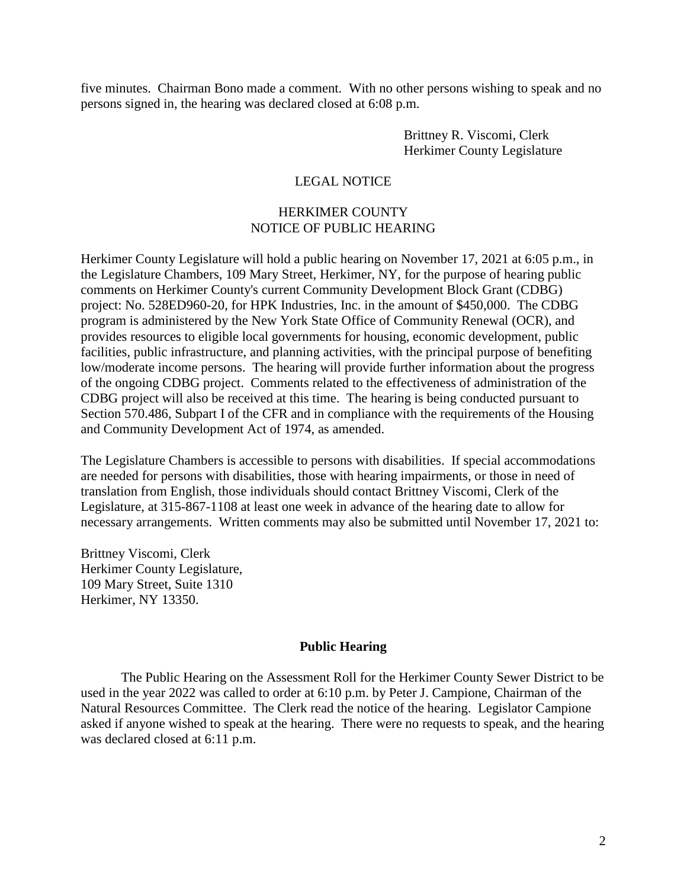five minutes. Chairman Bono made a comment. With no other persons wishing to speak and no persons signed in, the hearing was declared closed at 6:08 p.m.

Brittney R. Viscomi, Clerk
Herkimer County Legislature

LEGAL NOTICE

HERKIMER COUNTY
NOTICE OF PUBLIC HEARING

Herkimer County Legislature will hold a public hearing on November 17, 2021 at 6:05 p.m., in the Legislature Chambers, 109 Mary Street, Herkimer, NY, for the purpose of hearing public comments on Herkimer County's current Community Development Block Grant (CDBG) project: No. 528ED960-20, for HPK Industries, Inc. in the amount of $450,000. The CDBG program is administered by the New York State Office of Community Renewal (OCR), and provides resources to eligible local governments for housing, economic development, public facilities, public infrastructure, and planning activities, with the principal purpose of benefiting low/moderate income persons. The hearing will provide further information about the progress of the ongoing CDBG project. Comments related to the effectiveness of administration of the CDBG project will also be received at this time. The hearing is being conducted pursuant to Section 570.486, Subpart I of the CFR and in compliance with the requirements of the Housing and Community Development Act of 1974, as amended.

The Legislature Chambers is accessible to persons with disabilities. If special accommodations are needed for persons with disabilities, those with hearing impairments, or those in need of translation from English, those individuals should contact Brittney Viscomi, Clerk of the Legislature, at 315-867-1108 at least one week in advance of the hearing date to allow for necessary arrangements. Written comments may also be submitted until November 17, 2021 to:

Brittney Viscomi, Clerk
Herkimer County Legislature,
109 Mary Street, Suite 1310
Herkimer, NY 13350.

**Public Hearing**

The Public Hearing on the Assessment Roll for the Herkimer County Sewer District to be used in the year 2022 was called to order at 6:10 p.m. by Peter J. Campione, Chairman of the Natural Resources Committee. The Clerk read the notice of the hearing. Legislator Campione asked if anyone wished to speak at the hearing. There were no requests to speak, and the hearing was declared closed at 6:11 p.m.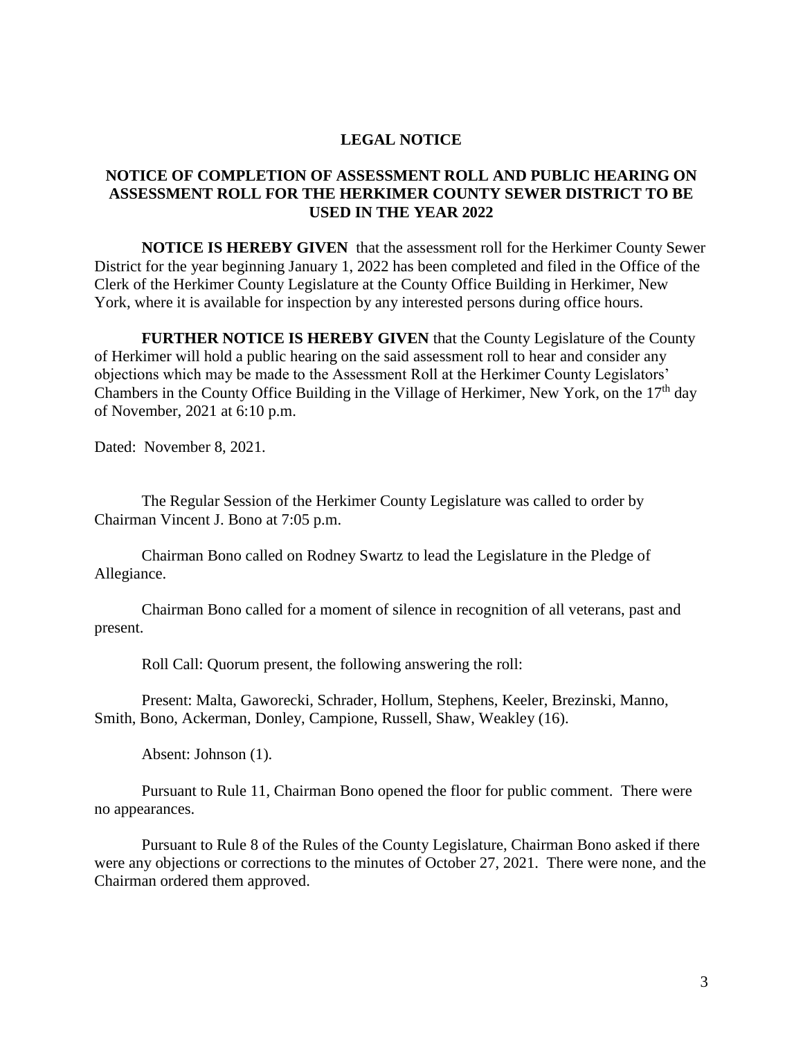## LEGAL NOTICE

### NOTICE OF COMPLETION OF ASSESSMENT ROLL AND PUBLIC HEARING ON ASSESSMENT ROLL FOR THE HERKIMER COUNTY SEWER DISTRICT TO BE USED IN THE YEAR 2022

**NOTICE IS HEREBY GIVEN** that the assessment roll for the Herkimer County Sewer District for the year beginning January 1, 2022 has been completed and filed in the Office of the Clerk of the Herkimer County Legislature at the County Office Building in Herkimer, New York, where it is available for inspection by any interested persons during office hours.

**FURTHER NOTICE IS HEREBY GIVEN** that the County Legislature of the County of Herkimer will hold a public hearing on the said assessment roll to hear and consider any objections which may be made to the Assessment Roll at the Herkimer County Legislators' Chambers in the County Office Building in the Village of Herkimer, New York, on the 17th day of November, 2021 at 6:10 p.m.

Dated: November 8, 2021.

The Regular Session of the Herkimer County Legislature was called to order by Chairman Vincent J. Bono at 7:05 p.m.

Chairman Bono called on Rodney Swartz to lead the Legislature in the Pledge of Allegiance.

Chairman Bono called for a moment of silence in recognition of all veterans, past and present.

Roll Call: Quorum present, the following answering the roll:

Present: Malta, Gaworecki, Schrader, Hollum, Stephens, Keeler, Brezinski, Manno, Smith, Bono, Ackerman, Donley, Campione, Russell, Shaw, Weakley (16).

Absent: Johnson (1).

Pursuant to Rule 11, Chairman Bono opened the floor for public comment. There were no appearances.

Pursuant to Rule 8 of the Rules of the County Legislature, Chairman Bono asked if there were any objections or corrections to the minutes of October 27, 2021. There were none, and the Chairman ordered them approved.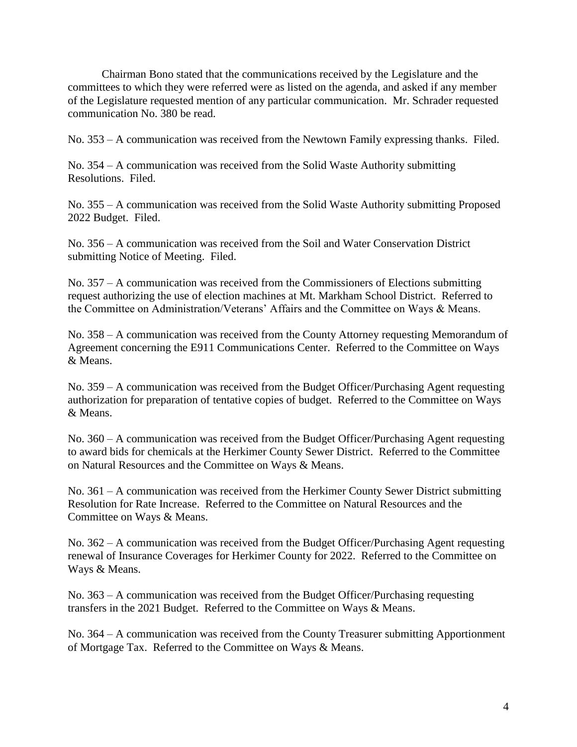Chairman Bono stated that the communications received by the Legislature and the committees to which they were referred were as listed on the agenda, and asked if any member of the Legislature requested mention of any particular communication. Mr. Schrader requested communication No. 380 be read.

No. 353 – A communication was received from the Newtown Family expressing thanks. Filed.

No. 354 – A communication was received from the Solid Waste Authority submitting Resolutions. Filed.

No. 355 – A communication was received from the Solid Waste Authority submitting Proposed 2022 Budget. Filed.

No. 356 – A communication was received from the Soil and Water Conservation District submitting Notice of Meeting. Filed.

No. 357 – A communication was received from the Commissioners of Elections submitting request authorizing the use of election machines at Mt. Markham School District. Referred to the Committee on Administration/Veterans' Affairs and the Committee on Ways & Means.

No. 358 – A communication was received from the County Attorney requesting Memorandum of Agreement concerning the E911 Communications Center. Referred to the Committee on Ways & Means.

No. 359 – A communication was received from the Budget Officer/Purchasing Agent requesting authorization for preparation of tentative copies of budget. Referred to the Committee on Ways & Means.

No. 360 – A communication was received from the Budget Officer/Purchasing Agent requesting to award bids for chemicals at the Herkimer County Sewer District. Referred to the Committee on Natural Resources and the Committee on Ways & Means.

No. 361 – A communication was received from the Herkimer County Sewer District submitting Resolution for Rate Increase. Referred to the Committee on Natural Resources and the Committee on Ways & Means.

No. 362 – A communication was received from the Budget Officer/Purchasing Agent requesting renewal of Insurance Coverages for Herkimer County for 2022. Referred to the Committee on Ways & Means.

No. 363 – A communication was received from the Budget Officer/Purchasing requesting transfers in the 2021 Budget. Referred to the Committee on Ways & Means.

No. 364 – A communication was received from the County Treasurer submitting Apportionment of Mortgage Tax. Referred to the Committee on Ways & Means.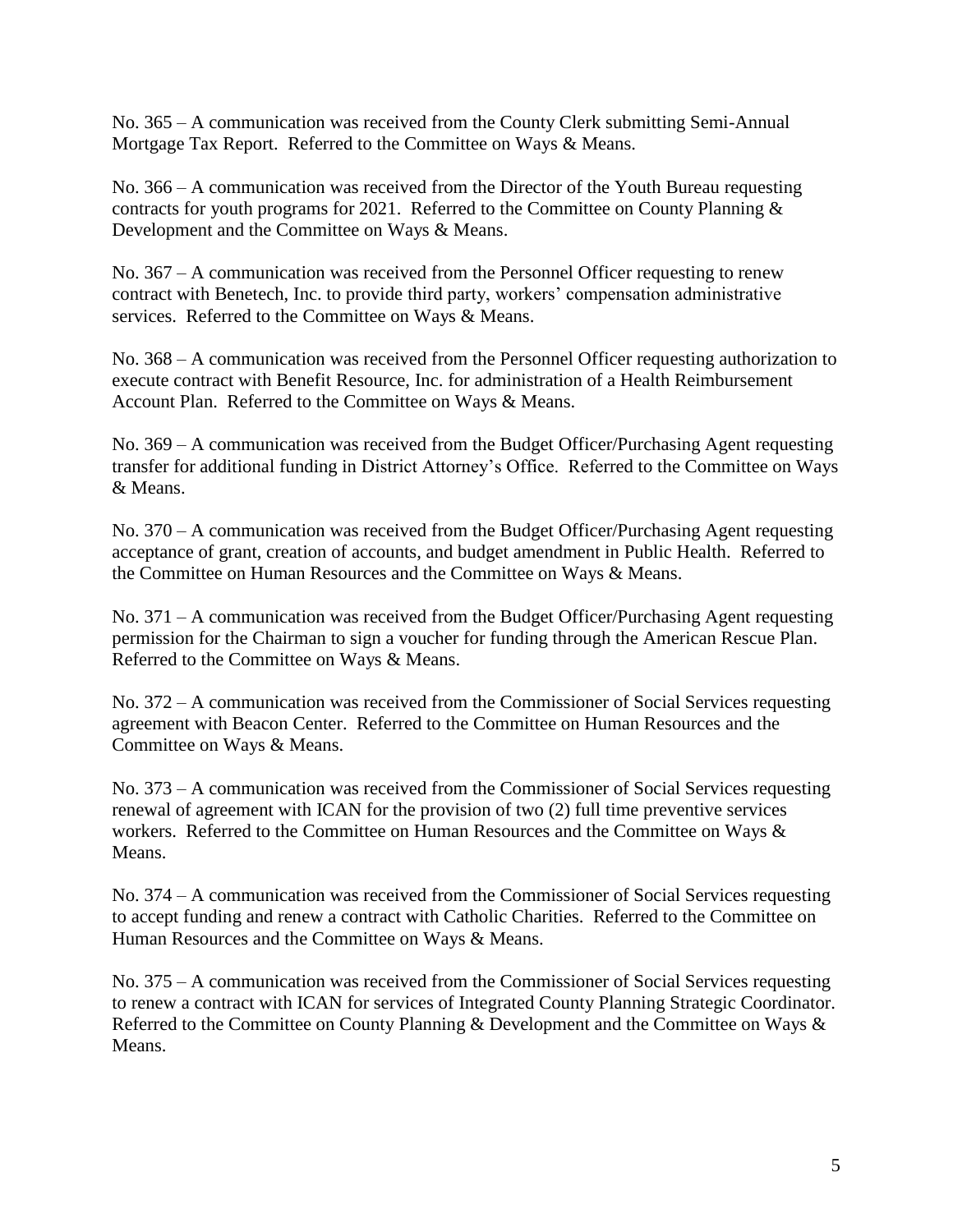No. 365 – A communication was received from the County Clerk submitting Semi-Annual Mortgage Tax Report. Referred to the Committee on Ways & Means.

No. 366 – A communication was received from the Director of the Youth Bureau requesting contracts for youth programs for 2021. Referred to the Committee on County Planning & Development and the Committee on Ways & Means.

No. 367 – A communication was received from the Personnel Officer requesting to renew contract with Benetech, Inc. to provide third party, workers' compensation administrative services. Referred to the Committee on Ways & Means.

No. 368 – A communication was received from the Personnel Officer requesting authorization to execute contract with Benefit Resource, Inc. for administration of a Health Reimbursement Account Plan. Referred to the Committee on Ways & Means.

No. 369 – A communication was received from the Budget Officer/Purchasing Agent requesting transfer for additional funding in District Attorney's Office. Referred to the Committee on Ways & Means.

No. 370 – A communication was received from the Budget Officer/Purchasing Agent requesting acceptance of grant, creation of accounts, and budget amendment in Public Health. Referred to the Committee on Human Resources and the Committee on Ways & Means.

No. 371 – A communication was received from the Budget Officer/Purchasing Agent requesting permission for the Chairman to sign a voucher for funding through the American Rescue Plan. Referred to the Committee on Ways & Means.

No. 372 – A communication was received from the Commissioner of Social Services requesting agreement with Beacon Center. Referred to the Committee on Human Resources and the Committee on Ways & Means.

No. 373 – A communication was received from the Commissioner of Social Services requesting renewal of agreement with ICAN for the provision of two (2) full time preventive services workers. Referred to the Committee on Human Resources and the Committee on Ways & Means.

No. 374 – A communication was received from the Commissioner of Social Services requesting to accept funding and renew a contract with Catholic Charities. Referred to the Committee on Human Resources and the Committee on Ways & Means.

No. 375 – A communication was received from the Commissioner of Social Services requesting to renew a contract with ICAN for services of Integrated County Planning Strategic Coordinator. Referred to the Committee on County Planning & Development and the Committee on Ways & Means.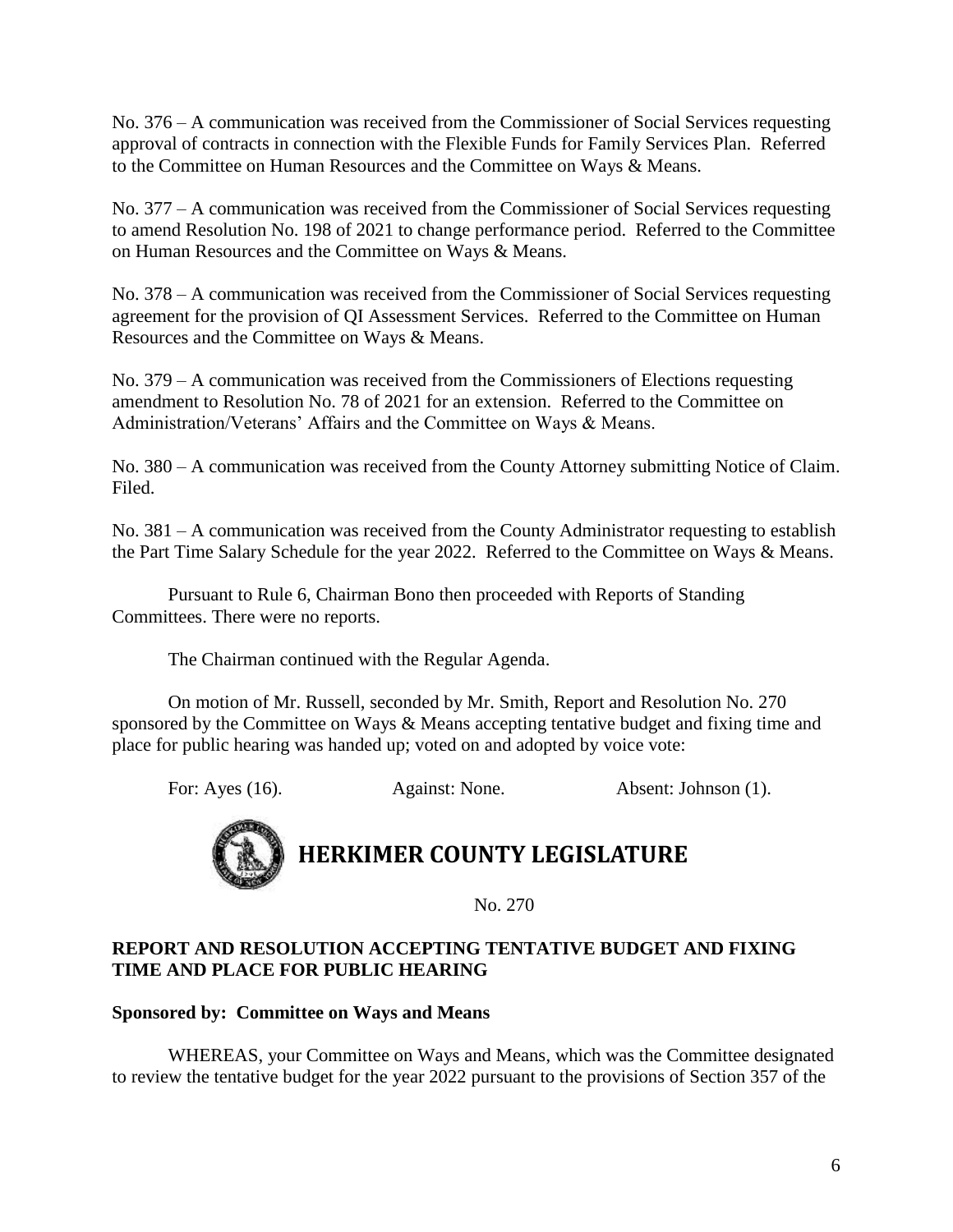No. 376 – A communication was received from the Commissioner of Social Services requesting approval of contracts in connection with the Flexible Funds for Family Services Plan. Referred to the Committee on Human Resources and the Committee on Ways & Means.

No. 377 – A communication was received from the Commissioner of Social Services requesting to amend Resolution No. 198 of 2021 to change performance period. Referred to the Committee on Human Resources and the Committee on Ways & Means.

No. 378 – A communication was received from the Commissioner of Social Services requesting agreement for the provision of QI Assessment Services. Referred to the Committee on Human Resources and the Committee on Ways & Means.

No. 379 – A communication was received from the Commissioners of Elections requesting amendment to Resolution No. 78 of 2021 for an extension. Referred to the Committee on Administration/Veterans' Affairs and the Committee on Ways & Means.

No. 380 – A communication was received from the County Attorney submitting Notice of Claim. Filed.

No. 381 – A communication was received from the County Administrator requesting to establish the Part Time Salary Schedule for the year 2022. Referred to the Committee on Ways & Means.

Pursuant to Rule 6, Chairman Bono then proceeded with Reports of Standing Committees. There were no reports.

The Chairman continued with the Regular Agenda.

On motion of Mr. Russell, seconded by Mr. Smith, Report and Resolution No. 270 sponsored by the Committee on Ways & Means accepting tentative budget and fixing time and place for public hearing was handed up; voted on and adopted by voice vote:

For: Ayes (16). Against: None. Absent: Johnson (1).

# HERKIMER COUNTY LEGISLATURE

No. 270

**REPORT AND RESOLUTION ACCEPTING TENTATIVE BUDGET AND FIXING TIME AND PLACE FOR PUBLIC HEARING**

**Sponsored by: Committee on Ways and Means**

WHEREAS, your Committee on Ways and Means, which was the Committee designated to review the tentative budget for the year 2022 pursuant to the provisions of Section 357 of the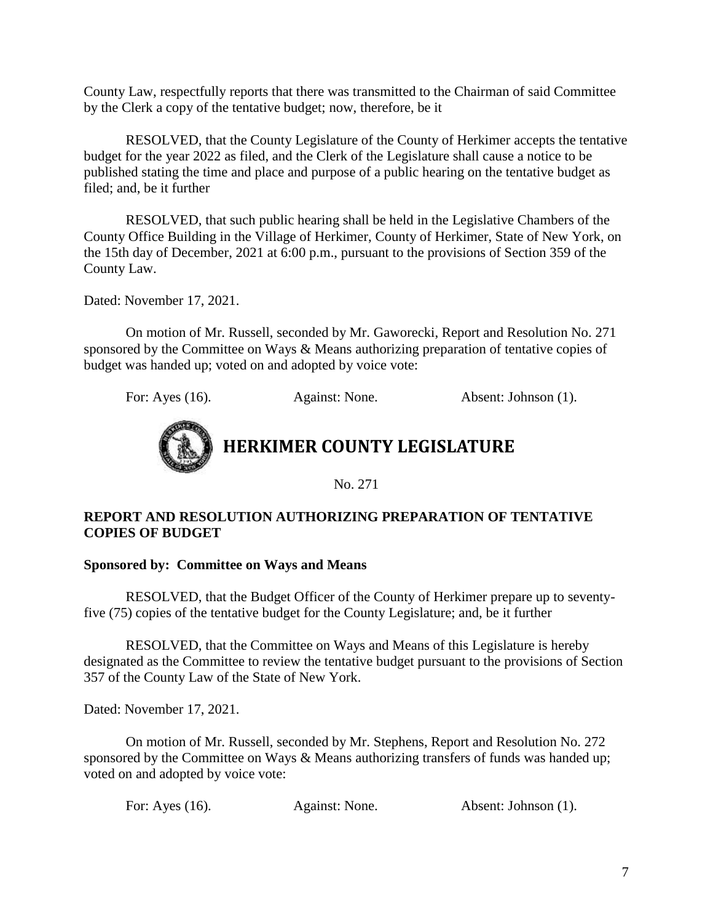County Law, respectfully reports that there was transmitted to the Chairman of said Committee by the Clerk a copy of the tentative budget; now, therefore, be it

RESOLVED, that the County Legislature of the County of Herkimer accepts the tentative budget for the year 2022 as filed, and the Clerk of the Legislature shall cause a notice to be published stating the time and place and purpose of a public hearing on the tentative budget as filed; and, be it further

RESOLVED, that such public hearing shall be held in the Legislative Chambers of the County Office Building in the Village of Herkimer, County of Herkimer, State of New York, on the 15th day of December, 2021 at 6:00 p.m., pursuant to the provisions of Section 359 of the County Law.

Dated: November 17, 2021.

On motion of Mr. Russell, seconded by Mr. Gaworecki, Report and Resolution No. 271 sponsored by the Committee on Ways & Means authorizing preparation of tentative copies of budget was handed up; voted on and adopted by voice vote:

For: Ayes (16). Against: None. Absent: Johnson (1).

# HERKIMER COUNTY LEGISLATURE

No. 271

**REPORT AND RESOLUTION AUTHORIZING PREPARATION OF TENTATIVE COPIES OF BUDGET**

**Sponsored by: Committee on Ways and Means**

RESOLVED, that the Budget Officer of the County of Herkimer prepare up to seventy-five (75) copies of the tentative budget for the County Legislature; and, be it further

RESOLVED, that the Committee on Ways and Means of this Legislature is hereby designated as the Committee to review the tentative budget pursuant to the provisions of Section 357 of the County Law of the State of New York.

Dated: November 17, 2021.

On motion of Mr. Russell, seconded by Mr. Stephens, Report and Resolution No. 272 sponsored by the Committee on Ways & Means authorizing transfers of funds was handed up; voted on and adopted by voice vote:

For: Ayes (16). Against: None. Absent: Johnson (1).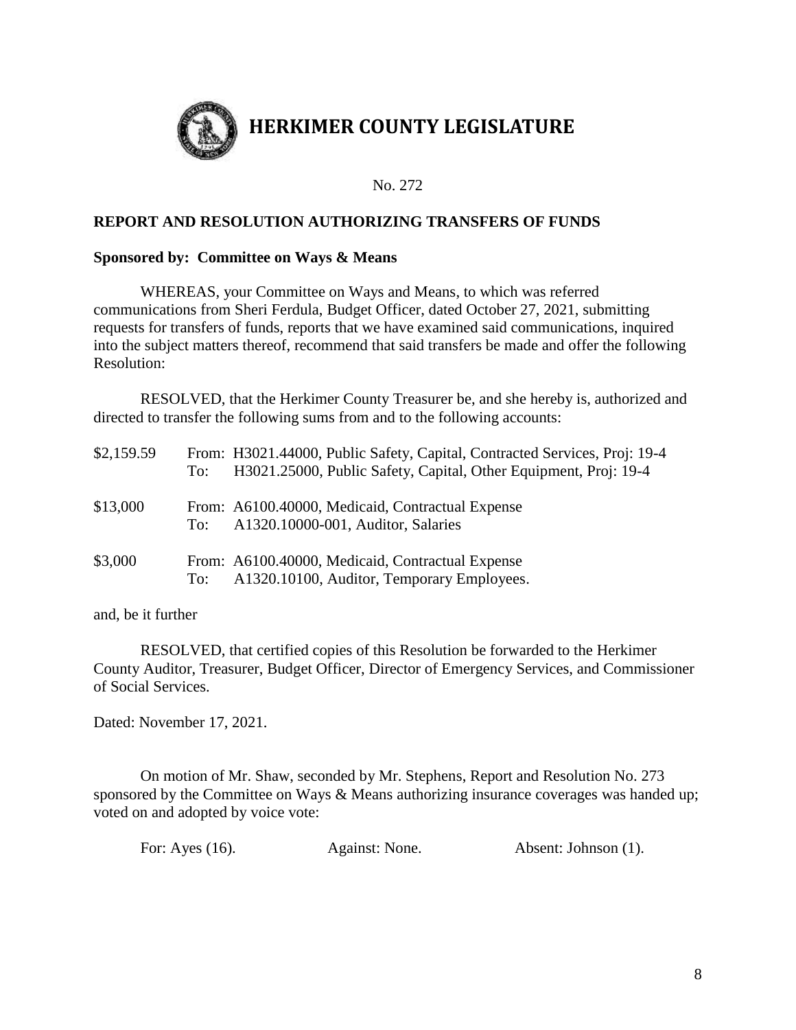# HERKIMER COUNTY LEGISLATURE

No. 272

**REPORT AND RESOLUTION AUTHORIZING TRANSFERS OF FUNDS**

**Sponsored by: Committee on Ways & Means**

WHEREAS, your Committee on Ways and Means, to which was referred communications from Sheri Ferdula, Budget Officer, dated October 27, 2021, submitting requests for transfers of funds, reports that we have examined said communications, inquired into the subject matters thereof, recommend that said transfers be made and offer the following Resolution:

RESOLVED, that the Herkimer County Treasurer be, and she hereby is, authorized and directed to transfer the following sums from and to the following accounts:

| | | |
|---|---|---|
| $2,159.59 | From: | H3021.44000, Public Safety, Capital, Contracted Services, Proj: 19-4 |
| | To: | H3021.25000, Public Safety, Capital, Other Equipment, Proj: 19-4 |
| $13,000 | From: | A6100.40000, Medicaid, Contractual Expense |
| | To: | A1320.10000-001, Auditor, Salaries |
| $3,000 | From: | A6100.40000, Medicaid, Contractual Expense |
| | To: | A1320.10100, Auditor, Temporary Employees. |

and, be it further

RESOLVED, that certified copies of this Resolution be forwarded to the Herkimer County Auditor, Treasurer, Budget Officer, Director of Emergency Services, and Commissioner of Social Services.

Dated: November 17, 2021.

On motion of Mr. Shaw, seconded by Mr. Stephens, Report and Resolution No. 273 sponsored by the Committee on Ways & Means authorizing insurance coverages was handed up; voted on and adopted by voice vote:

For: Ayes (16). Against: None. Absent: Johnson (1).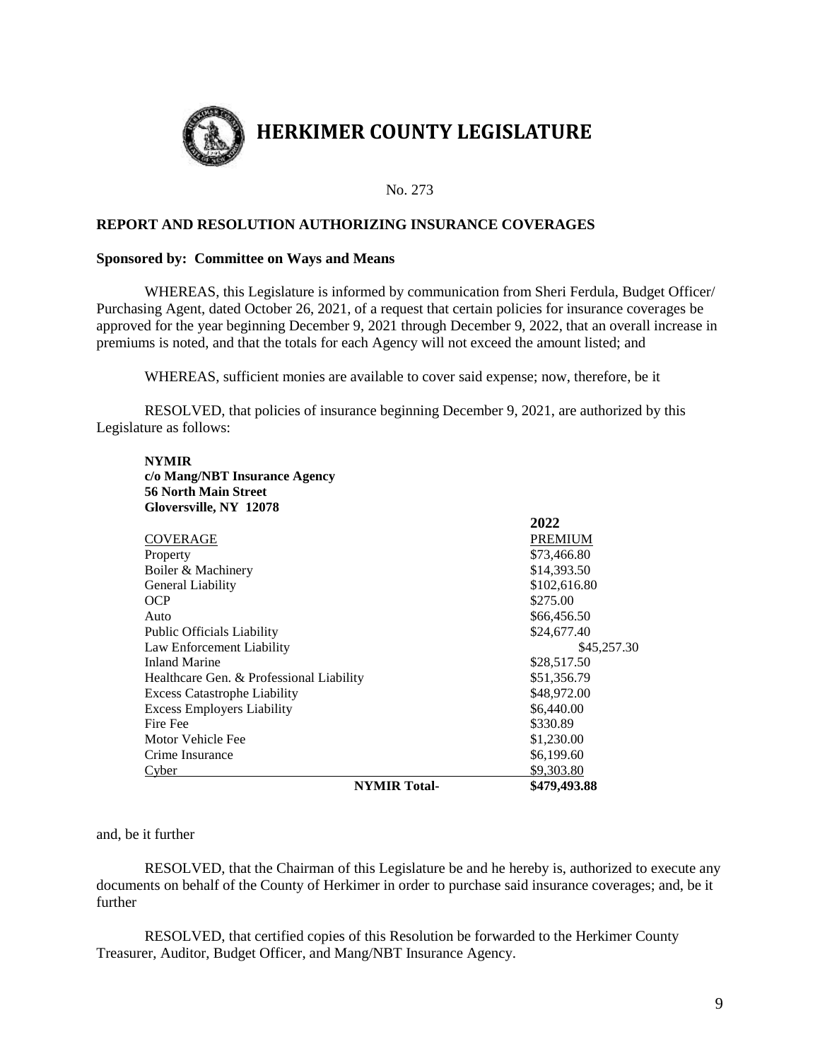# HERKIMER COUNTY LEGISLATURE

No. 273

**REPORT AND RESOLUTION AUTHORIZING INSURANCE COVERAGES**

**Sponsored by: Committee on Ways and Means**

WHEREAS, this Legislature is informed by communication from Sheri Ferdula, Budget Officer/ Purchasing Agent, dated October 26, 2021, of a request that certain policies for insurance coverages be approved for the year beginning December 9, 2021 through December 9, 2022, that an overall increase in premiums is noted, and that the totals for each Agency will not exceed the amount listed; and

WHEREAS, sufficient monies are available to cover said expense; now, therefore, be it

RESOLVED, that policies of insurance beginning December 9, 2021, are authorized by this Legislature as follows:

**NYMIR**
**c/o Mang/NBT Insurance Agency**
**56 North Main Street**
**Gloversville, NY 12078**

| COVERAGE | 2022 PREMIUM |
|---|---|
| Property | $73,466.80 |
| Boiler & Machinery | $14,393.50 |
| General Liability | $102,616.80 |
| OCP | $275.00 |
| Auto | $66,456.50 |
| Public Officials Liability | $24,677.40 |
| Law Enforcement Liability | $45,257.30 |
| Inland Marine | $28,517.50 |
| Healthcare Gen. & Professional Liability | $51,356.79 |
| Excess Catastrophe Liability | $48,972.00 |
| Excess Employers Liability | $6,440.00 |
| Fire Fee | $330.89 |
| Motor Vehicle Fee | $1,230.00 |
| Crime Insurance | $6,199.60 |
| Cyber | $9,303.80 |
| **NYMIR Total-** | **$479,493.88** |

and, be it further

RESOLVED, that the Chairman of this Legislature be and he hereby is, authorized to execute any documents on behalf of the County of Herkimer in order to purchase said insurance coverages; and, be it further

RESOLVED, that certified copies of this Resolution be forwarded to the Herkimer County Treasurer, Auditor, Budget Officer, and Mang/NBT Insurance Agency.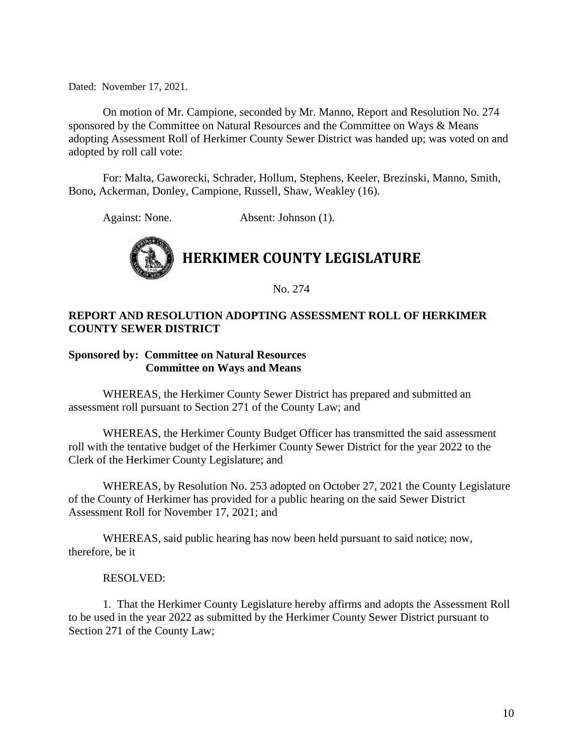Dated: November 17, 2021.

On motion of Mr. Campione, seconded by Mr. Manno, Report and Resolution No. 274 sponsored by the Committee on Natural Resources and the Committee on Ways & Means adopting Assessment Roll of Herkimer County Sewer District was handed up; was voted on and adopted by roll call vote:

For: Malta, Gaworecki, Schrader, Hollum, Stephens, Keeler, Brezinski, Manno, Smith, Bono, Ackerman, Donley, Campione, Russell, Shaw, Weakley (16).

Against: None. Absent: Johnson (1).

# HERKIMER COUNTY LEGISLATURE

No. 274

**REPORT AND RESOLUTION ADOPTING ASSESSMENT ROLL OF HERKIMER COUNTY SEWER DISTRICT**

**Sponsored by: Committee on Natural Resources**
**Committee on Ways and Means**

WHEREAS, the Herkimer County Sewer District has prepared and submitted an assessment roll pursuant to Section 271 of the County Law; and

WHEREAS, the Herkimer County Budget Officer has transmitted the said assessment roll with the tentative budget of the Herkimer County Sewer District for the year 2022 to the Clerk of the Herkimer County Legislature; and

WHEREAS, by Resolution No. 253 adopted on October 27, 2021 the County Legislature of the County of Herkimer has provided for a public hearing on the said Sewer District Assessment Roll for November 17, 2021; and

WHEREAS, said public hearing has now been held pursuant to said notice; now, therefore, be it

RESOLVED:

1. That the Herkimer County Legislature hereby affirms and adopts the Assessment Roll to be used in the year 2022 as submitted by the Herkimer County Sewer District pursuant to Section 271 of the County Law;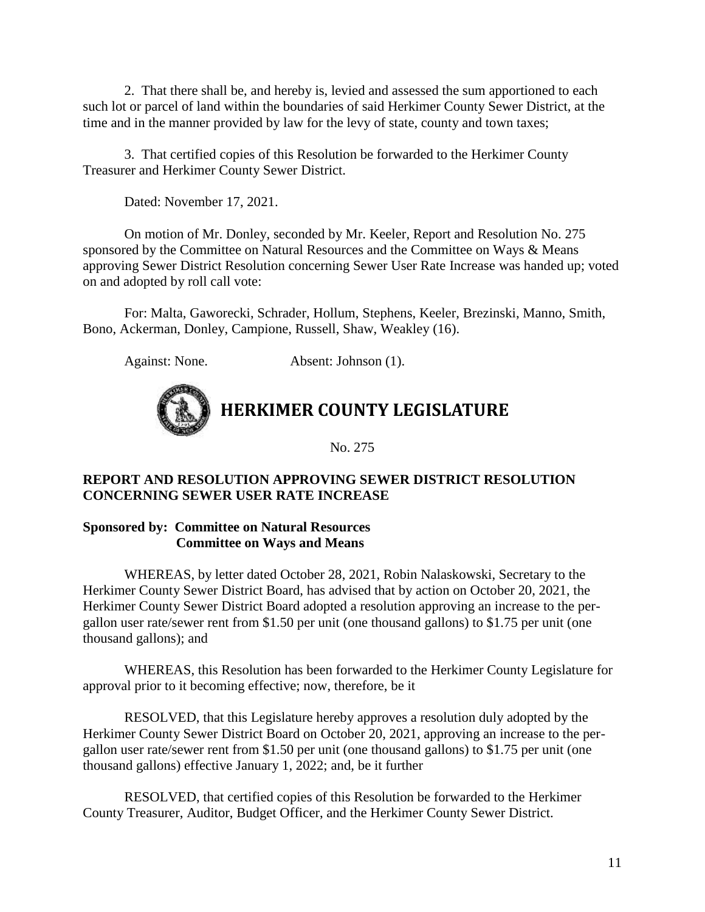2. That there shall be, and hereby is, levied and assessed the sum apportioned to each such lot or parcel of land within the boundaries of said Herkimer County Sewer District, at the time and in the manner provided by law for the levy of state, county and town taxes;

3. That certified copies of this Resolution be forwarded to the Herkimer County Treasurer and Herkimer County Sewer District.

Dated: November 17, 2021.

On motion of Mr. Donley, seconded by Mr. Keeler, Report and Resolution No. 275 sponsored by the Committee on Natural Resources and the Committee on Ways & Means approving Sewer District Resolution concerning Sewer User Rate Increase was handed up; voted on and adopted by roll call vote:

For: Malta, Gaworecki, Schrader, Hollum, Stephens, Keeler, Brezinski, Manno, Smith, Bono, Ackerman, Donley, Campione, Russell, Shaw, Weakley (16).

Against: None. Absent: Johnson (1).

# HERKIMER COUNTY LEGISLATURE

No. 275

**REPORT AND RESOLUTION APPROVING SEWER DISTRICT RESOLUTION CONCERNING SEWER USER RATE INCREASE**

**Sponsored by: Committee on Natural Resources**
**Committee on Ways and Means**

WHEREAS, by letter dated October 28, 2021, Robin Nalaskowski, Secretary to the Herkimer County Sewer District Board, has advised that by action on October 20, 2021, the Herkimer County Sewer District Board adopted a resolution approving an increase to the per-gallon user rate/sewer rent from $1.50 per unit (one thousand gallons) to $1.75 per unit (one thousand gallons); and

WHEREAS, this Resolution has been forwarded to the Herkimer County Legislature for approval prior to it becoming effective; now, therefore, be it

RESOLVED, that this Legislature hereby approves a resolution duly adopted by the Herkimer County Sewer District Board on October 20, 2021, approving an increase to the per-gallon user rate/sewer rent from $1.50 per unit (one thousand gallons) to $1.75 per unit (one thousand gallons) effective January 1, 2022; and, be it further

RESOLVED, that certified copies of this Resolution be forwarded to the Herkimer County Treasurer, Auditor, Budget Officer, and the Herkimer County Sewer District.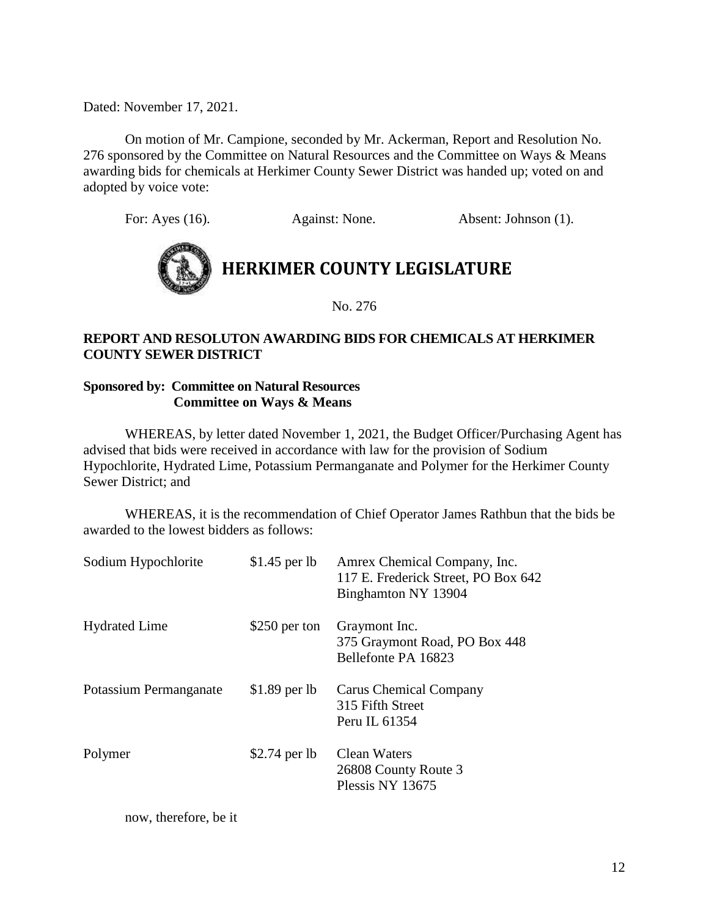Dated: November 17, 2021.

On motion of Mr. Campione, seconded by Mr. Ackerman, Report and Resolution No. 276 sponsored by the Committee on Natural Resources and the Committee on Ways & Means awarding bids for chemicals at Herkimer County Sewer District was handed up; voted on and adopted by voice vote:

For: Ayes (16). Against: None. Absent: Johnson (1).

# HERKIMER COUNTY LEGISLATURE

No. 276

**REPORT AND RESOLUTON AWARDING BIDS FOR CHEMICALS AT HERKIMER COUNTY SEWER DISTRICT**

**Sponsored by: Committee on Natural Resources**
**Committee on Ways & Means**

WHEREAS, by letter dated November 1, 2021, the Budget Officer/Purchasing Agent has advised that bids were received in accordance with law for the provision of Sodium Hypochlorite, Hydrated Lime, Potassium Permanganate and Polymer for the Herkimer County Sewer District; and

WHEREAS, it is the recommendation of Chief Operator James Rathbun that the bids be awarded to the lowest bidders as follows:

| | | |
|---|---|---|
| Sodium Hypochlorite | $1.45 per lb | Amrex Chemical Company, Inc.<br>117 E. Frederick Street, PO Box 642<br>Binghamton NY 13904 |
| Hydrated Lime | $250 per ton | Graymont Inc.<br>375 Graymont Road, PO Box 448<br>Bellefonte PA 16823 |
| Potassium Permanganate | $1.89 per lb | Carus Chemical Company<br>315 Fifth Street<br>Peru IL 61354 |
| Polymer | $2.74 per lb | Clean Waters<br>26808 County Route 3<br>Plessis NY 13675 |

now, therefore, be it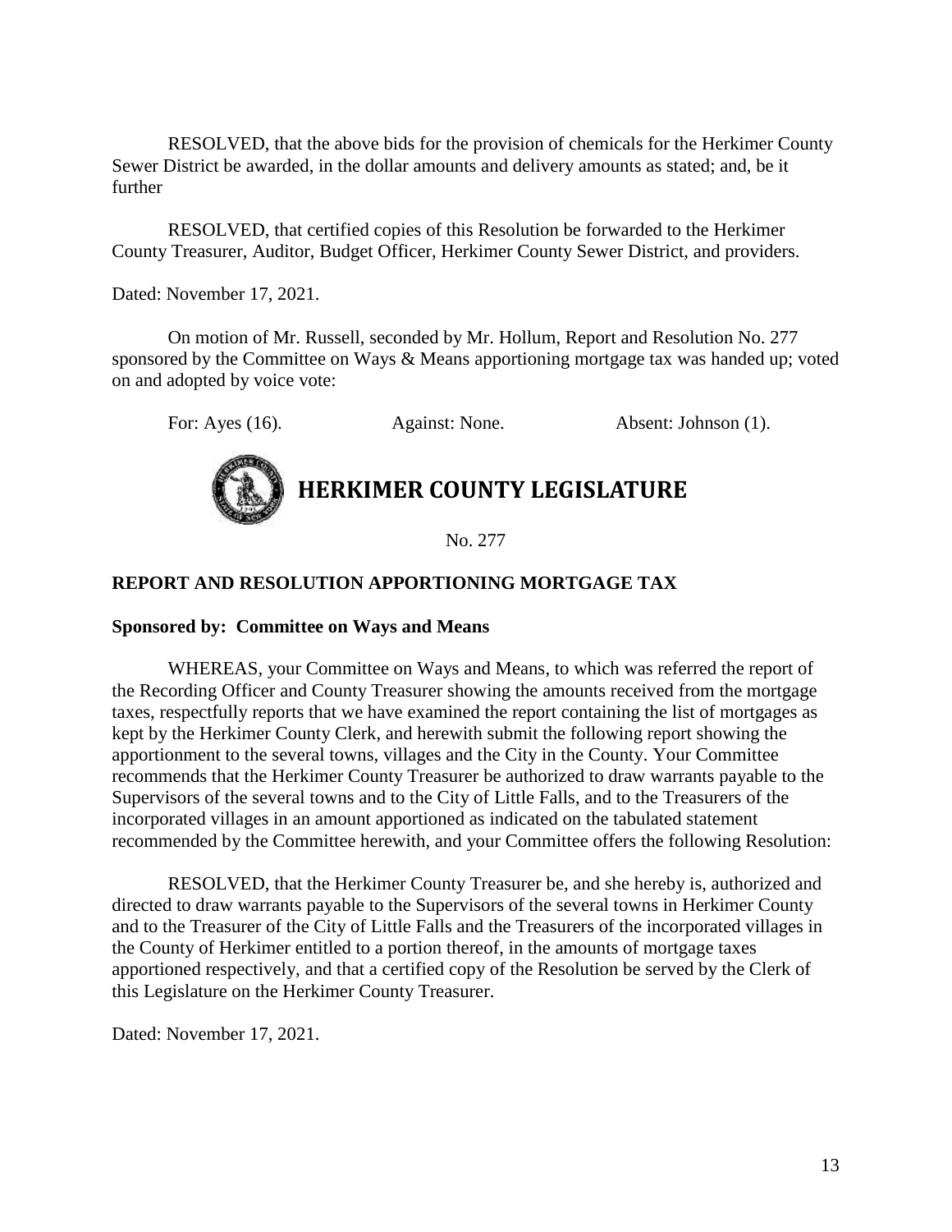RESOLVED, that the above bids for the provision of chemicals for the Herkimer County Sewer District be awarded, in the dollar amounts and delivery amounts as stated; and, be it further

RESOLVED, that certified copies of this Resolution be forwarded to the Herkimer County Treasurer, Auditor, Budget Officer, Herkimer County Sewer District, and providers.

Dated: November 17, 2021.

On motion of Mr. Russell, seconded by Mr. Hollum, Report and Resolution No. 277 sponsored by the Committee on Ways & Means apportioning mortgage tax was handed up; voted on and adopted by voice vote:

For: Ayes (16). Against: None. Absent: Johnson (1).

# HERKIMER COUNTY LEGISLATURE

No. 277

**REPORT AND RESOLUTION APPORTIONING MORTGAGE TAX**

**Sponsored by: Committee on Ways and Means**

WHEREAS, your Committee on Ways and Means, to which was referred the report of the Recording Officer and County Treasurer showing the amounts received from the mortgage taxes, respectfully reports that we have examined the report containing the list of mortgages as kept by the Herkimer County Clerk, and herewith submit the following report showing the apportionment to the several towns, villages and the City in the County. Your Committee recommends that the Herkimer County Treasurer be authorized to draw warrants payable to the Supervisors of the several towns and to the City of Little Falls, and to the Treasurers of the incorporated villages in an amount apportioned as indicated on the tabulated statement recommended by the Committee herewith, and your Committee offers the following Resolution:

RESOLVED, that the Herkimer County Treasurer be, and she hereby is, authorized and directed to draw warrants payable to the Supervisors of the several towns in Herkimer County and to the Treasurer of the City of Little Falls and the Treasurers of the incorporated villages in the County of Herkimer entitled to a portion thereof, in the amounts of mortgage taxes apportioned respectively, and that a certified copy of the Resolution be served by the Clerk of this Legislature on the Herkimer County Treasurer.

Dated: November 17, 2021.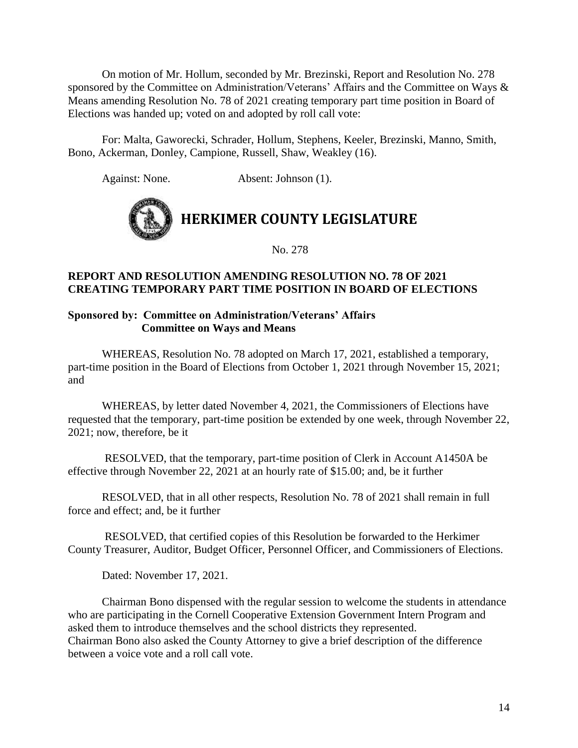On motion of Mr. Hollum, seconded by Mr. Brezinski, Report and Resolution No. 278 sponsored by the Committee on Administration/Veterans' Affairs and the Committee on Ways & Means amending Resolution No. 78 of 2021 creating temporary part time position in Board of Elections was handed up; voted on and adopted by roll call vote:

For: Malta, Gaworecki, Schrader, Hollum, Stephens, Keeler, Brezinski, Manno, Smith, Bono, Ackerman, Donley, Campione, Russell, Shaw, Weakley (16).

Against: None. Absent: Johnson (1).

# HERKIMER COUNTY LEGISLATURE

No. 278

**REPORT AND RESOLUTION AMENDING RESOLUTION NO. 78 OF 2021 CREATING TEMPORARY PART TIME POSITION IN BOARD OF ELECTIONS**

**Sponsored by: Committee on Administration/Veterans' Affairs**
**Committee on Ways and Means**

WHEREAS, Resolution No. 78 adopted on March 17, 2021, established a temporary, part-time position in the Board of Elections from October 1, 2021 through November 15, 2021; and

WHEREAS, by letter dated November 4, 2021, the Commissioners of Elections have requested that the temporary, part-time position be extended by one week, through November 22, 2021; now, therefore, be it

RESOLVED, that the temporary, part-time position of Clerk in Account A1450A be effective through November 22, 2021 at an hourly rate of $15.00; and, be it further

RESOLVED, that in all other respects, Resolution No. 78 of 2021 shall remain in full force and effect; and, be it further

RESOLVED, that certified copies of this Resolution be forwarded to the Herkimer County Treasurer, Auditor, Budget Officer, Personnel Officer, and Commissioners of Elections.

Dated: November 17, 2021.

Chairman Bono dispensed with the regular session to welcome the students in attendance who are participating in the Cornell Cooperative Extension Government Intern Program and asked them to introduce themselves and the school districts they represented.
Chairman Bono also asked the County Attorney to give a brief description of the difference between a voice vote and a roll call vote.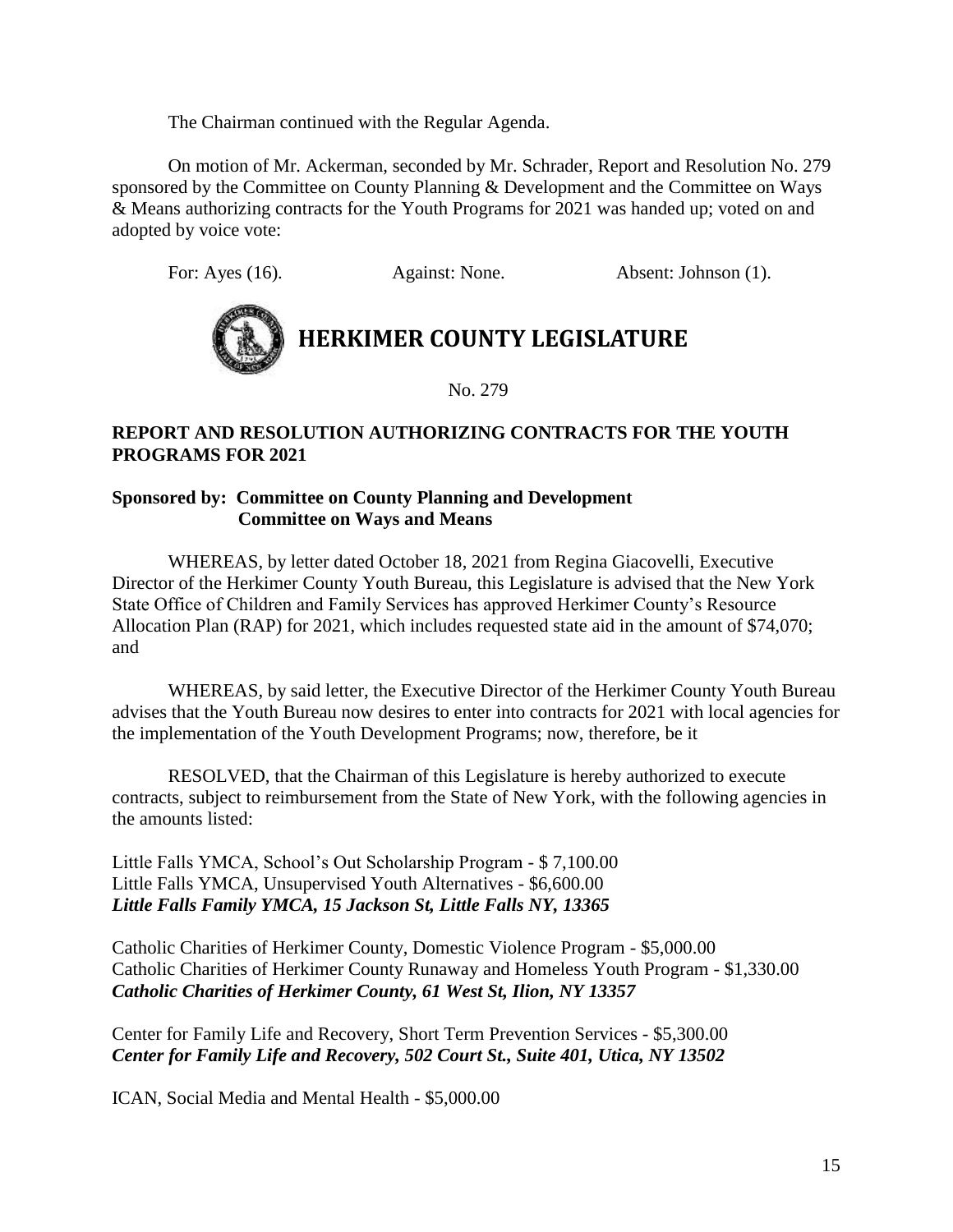The Chairman continued with the Regular Agenda.

On motion of Mr. Ackerman, seconded by Mr. Schrader, Report and Resolution No. 279 sponsored by the Committee on County Planning & Development and the Committee on Ways & Means authorizing contracts for the Youth Programs for 2021 was handed up; voted on and adopted by voice vote:

For: Ayes (16). Against: None. Absent: Johnson (1).

# HERKIMER COUNTY LEGISLATURE

No. 279

**REPORT AND RESOLUTION AUTHORIZING CONTRACTS FOR THE YOUTH PROGRAMS FOR 2021**

**Sponsored by: Committee on County Planning and Development**
**Committee on Ways and Means**

WHEREAS, by letter dated October 18, 2021 from Regina Giacovelli, Executive Director of the Herkimer County Youth Bureau, this Legislature is advised that the New York State Office of Children and Family Services has approved Herkimer County's Resource Allocation Plan (RAP) for 2021, which includes requested state aid in the amount of $74,070; and

WHEREAS, by said letter, the Executive Director of the Herkimer County Youth Bureau advises that the Youth Bureau now desires to enter into contracts for 2021 with local agencies for the implementation of the Youth Development Programs; now, therefore, be it

RESOLVED, that the Chairman of this Legislature is hereby authorized to execute contracts, subject to reimbursement from the State of New York, with the following agencies in the amounts listed:

Little Falls YMCA, School's Out Scholarship Program - $ 7,100.00
Little Falls YMCA, Unsupervised Youth Alternatives - $6,600.00
***Little Falls Family YMCA, 15 Jackson St, Little Falls NY, 13365***

Catholic Charities of Herkimer County, Domestic Violence Program - $5,000.00
Catholic Charities of Herkimer County Runaway and Homeless Youth Program - $1,330.00
***Catholic Charities of Herkimer County, 61 West St, Ilion, NY 13357***

Center for Family Life and Recovery, Short Term Prevention Services - $5,300.00
***Center for Family Life and Recovery, 502 Court St., Suite 401, Utica, NY 13502***

ICAN, Social Media and Mental Health - $5,000.00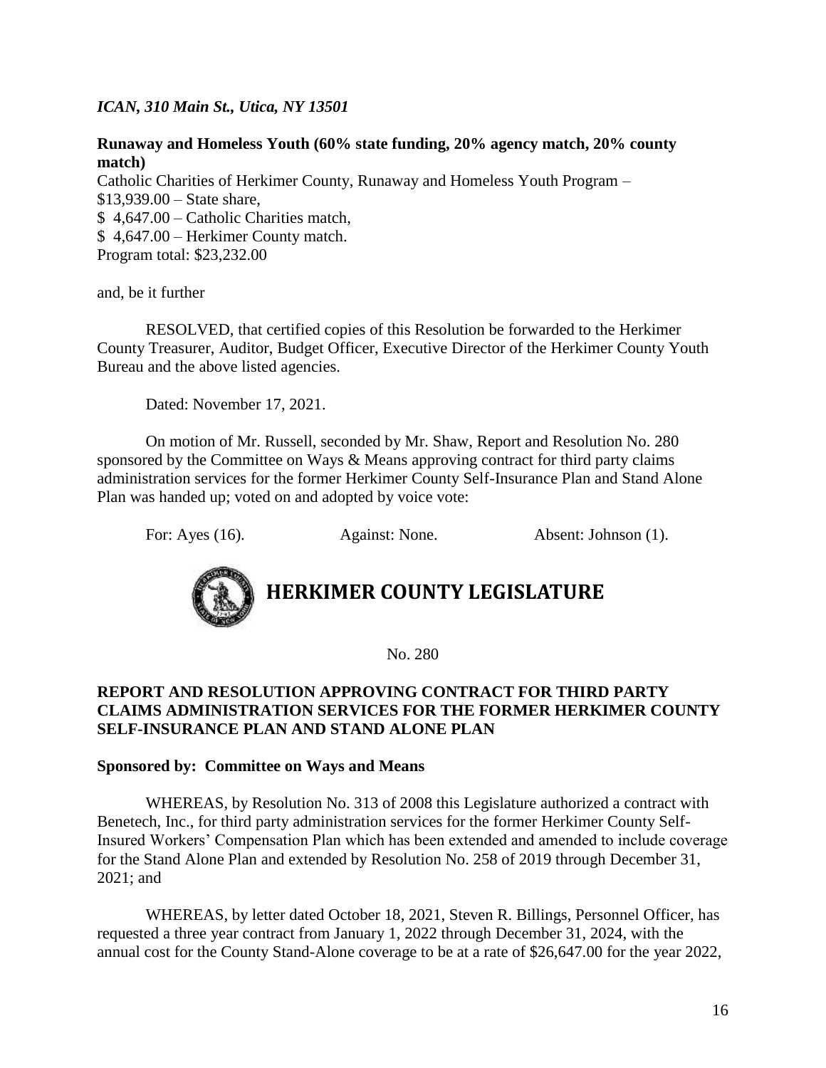*ICAN, 310 Main St., Utica, NY 13501*

**Runaway and Homeless Youth (60% state funding, 20% agency match, 20% county match)**

Catholic Charities of Herkimer County, Runaway and Homeless Youth Program –
$13,939.00 – State share,
$ 4,647.00 – Catholic Charities match,
$ 4,647.00 – Herkimer County match.
Program total: $23,232.00

and, be it further

RESOLVED, that certified copies of this Resolution be forwarded to the Herkimer County Treasurer, Auditor, Budget Officer, Executive Director of the Herkimer County Youth Bureau and the above listed agencies.

Dated: November 17, 2021.

On motion of Mr. Russell, seconded by Mr. Shaw, Report and Resolution No. 280 sponsored by the Committee on Ways & Means approving contract for third party claims administration services for the former Herkimer County Self-Insurance Plan and Stand Alone Plan was handed up; voted on and adopted by voice vote:

For: Ayes (16). Against: None. Absent: Johnson (1).

# HERKIMER COUNTY LEGISLATURE

No. 280

**REPORT AND RESOLUTION APPROVING CONTRACT FOR THIRD PARTY CLAIMS ADMINISTRATION SERVICES FOR THE FORMER HERKIMER COUNTY SELF-INSURANCE PLAN AND STAND ALONE PLAN**

**Sponsored by: Committee on Ways and Means**

WHEREAS, by Resolution No. 313 of 2008 this Legislature authorized a contract with Benetech, Inc., for third party administration services for the former Herkimer County Self-Insured Workers' Compensation Plan which has been extended and amended to include coverage for the Stand Alone Plan and extended by Resolution No. 258 of 2019 through December 31, 2021; and

WHEREAS, by letter dated October 18, 2021, Steven R. Billings, Personnel Officer, has requested a three year contract from January 1, 2022 through December 31, 2024, with the annual cost for the County Stand-Alone coverage to be at a rate of $26,647.00 for the year 2022,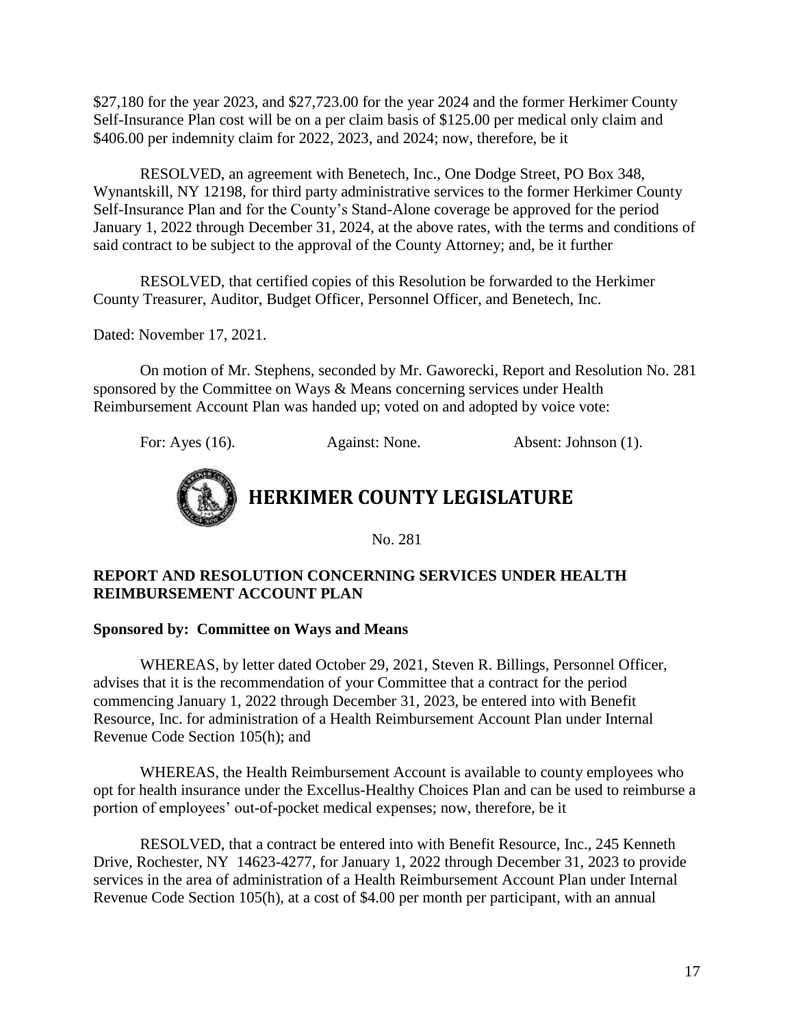$27,180 for the year 2023, and $27,723.00 for the year 2024 and the former Herkimer County Self-Insurance Plan cost will be on a per claim basis of $125.00 per medical only claim and $406.00 per indemnity claim for 2022, 2023, and 2024; now, therefore, be it

RESOLVED, an agreement with Benetech, Inc., One Dodge Street, PO Box 348, Wynantskill, NY 12198, for third party administrative services to the former Herkimer County Self-Insurance Plan and for the County's Stand-Alone coverage be approved for the period January 1, 2022 through December 31, 2024, at the above rates, with the terms and conditions of said contract to be subject to the approval of the County Attorney; and, be it further

RESOLVED, that certified copies of this Resolution be forwarded to the Herkimer County Treasurer, Auditor, Budget Officer, Personnel Officer, and Benetech, Inc.

Dated: November 17, 2021.

On motion of Mr. Stephens, seconded by Mr. Gaworecki, Report and Resolution No. 281 sponsored by the Committee on Ways & Means concerning services under Health Reimbursement Account Plan was handed up; voted on and adopted by voice vote:

For: Ayes (16). Against: None. Absent: Johnson (1).

# HERKIMER COUNTY LEGISLATURE

No. 281

**REPORT AND RESOLUTION CONCERNING SERVICES UNDER HEALTH REIMBURSEMENT ACCOUNT PLAN**

**Sponsored by: Committee on Ways and Means**

WHEREAS, by letter dated October 29, 2021, Steven R. Billings, Personnel Officer, advises that it is the recommendation of your Committee that a contract for the period commencing January 1, 2022 through December 31, 2023, be entered into with Benefit Resource, Inc. for administration of a Health Reimbursement Account Plan under Internal Revenue Code Section 105(h); and

WHEREAS, the Health Reimbursement Account is available to county employees who opt for health insurance under the Excellus-Healthy Choices Plan and can be used to reimburse a portion of employees' out-of-pocket medical expenses; now, therefore, be it

RESOLVED, that a contract be entered into with Benefit Resource, Inc., 245 Kenneth Drive, Rochester, NY 14623-4277, for January 1, 2022 through December 31, 2023 to provide services in the area of administration of a Health Reimbursement Account Plan under Internal Revenue Code Section 105(h), at a cost of $4.00 per month per participant, with an annual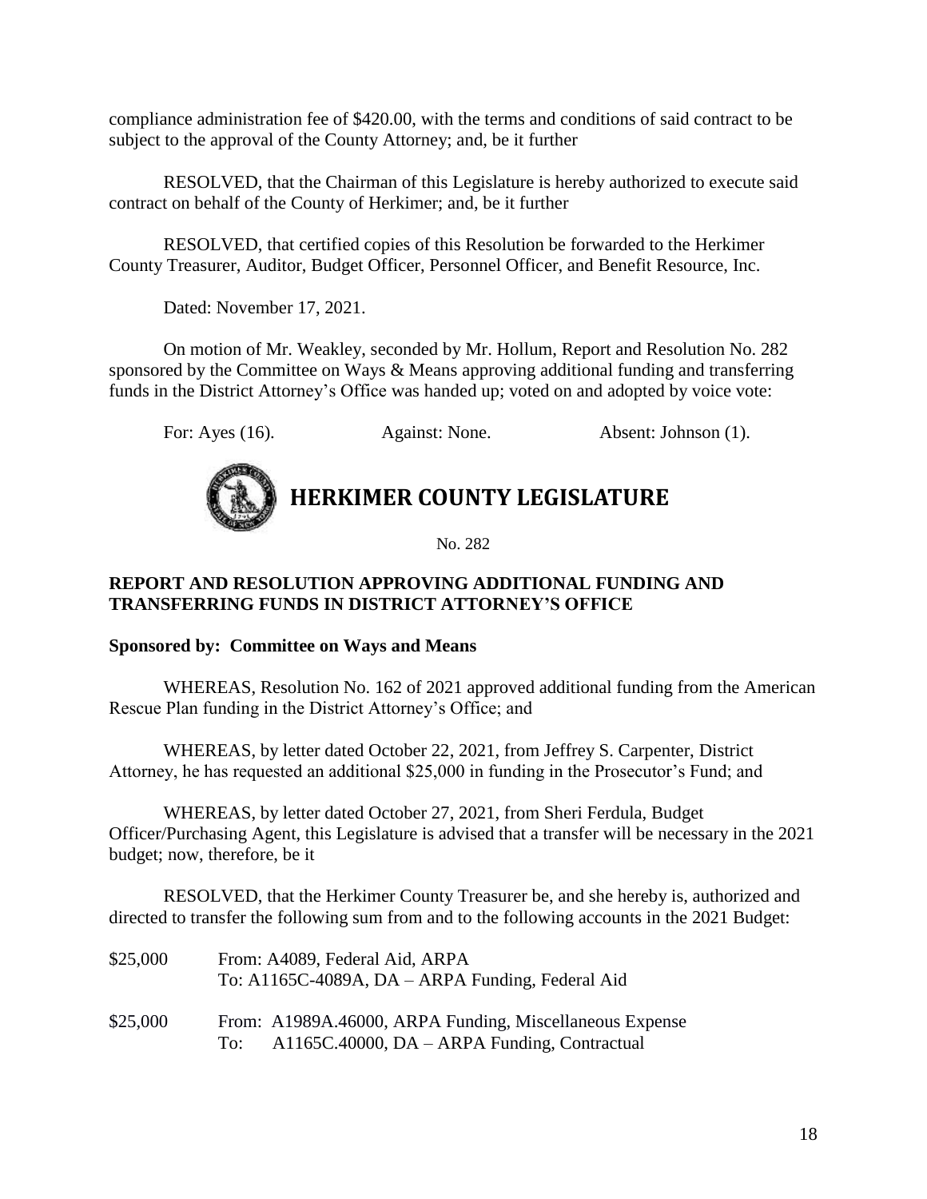compliance administration fee of $420.00, with the terms and conditions of said contract to be subject to the approval of the County Attorney; and, be it further

RESOLVED, that the Chairman of this Legislature is hereby authorized to execute said contract on behalf of the County of Herkimer; and, be it further

RESOLVED, that certified copies of this Resolution be forwarded to the Herkimer County Treasurer, Auditor, Budget Officer, Personnel Officer, and Benefit Resource, Inc.

Dated: November 17, 2021.

On motion of Mr. Weakley, seconded by Mr. Hollum, Report and Resolution No. 282 sponsored by the Committee on Ways & Means approving additional funding and transferring funds in the District Attorney's Office was handed up; voted on and adopted by voice vote:

For: Ayes (16). Against: None. Absent: Johnson (1).

# HERKIMER COUNTY LEGISLATURE

No. 282

**REPORT AND RESOLUTION APPROVING ADDITIONAL FUNDING AND TRANSFERRING FUNDS IN DISTRICT ATTORNEY'S OFFICE**

**Sponsored by: Committee on Ways and Means**

WHEREAS, Resolution No. 162 of 2021 approved additional funding from the American Rescue Plan funding in the District Attorney's Office; and

WHEREAS, by letter dated October 22, 2021, from Jeffrey S. Carpenter, District Attorney, he has requested an additional $25,000 in funding in the Prosecutor's Fund; and

WHEREAS, by letter dated October 27, 2021, from Sheri Ferdula, Budget Officer/Purchasing Agent, this Legislature is advised that a transfer will be necessary in the 2021 budget; now, therefore, be it

RESOLVED, that the Herkimer County Treasurer be, and she hereby is, authorized and directed to transfer the following sum from and to the following accounts in the 2021 Budget:

$25,000 From: A4089, Federal Aid, ARPA
To: A1165C-4089A, DA – ARPA Funding, Federal Aid

$25,000 From: A1989A.46000, ARPA Funding, Miscellaneous Expense
To: A1165C.40000, DA – ARPA Funding, Contractual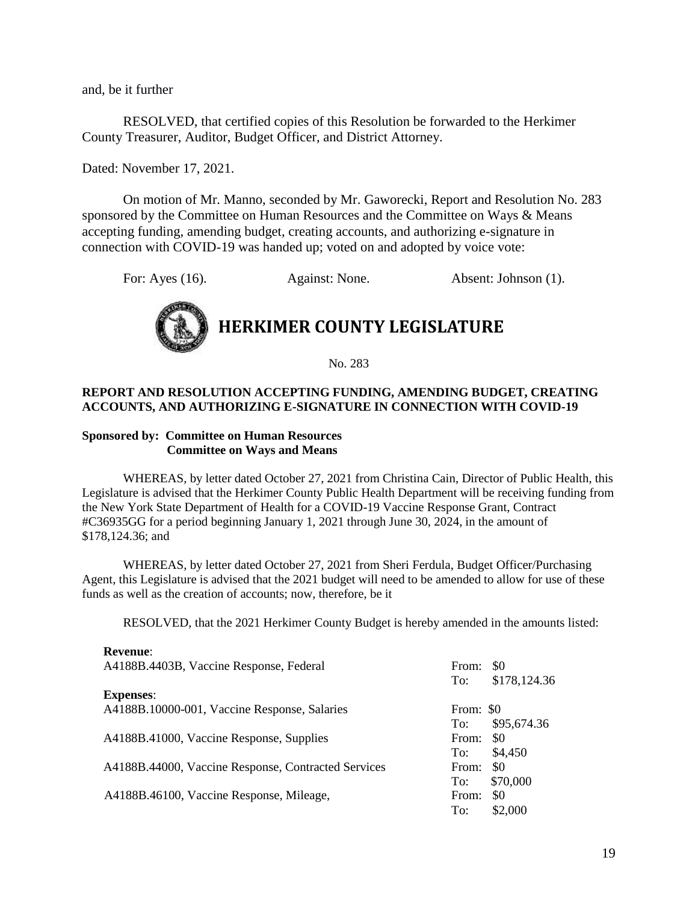and, be it further

RESOLVED, that certified copies of this Resolution be forwarded to the Herkimer County Treasurer, Auditor, Budget Officer, and District Attorney.

Dated: November 17, 2021.

On motion of Mr. Manno, seconded by Mr. Gaworecki, Report and Resolution No. 283 sponsored by the Committee on Human Resources and the Committee on Ways & Means accepting funding, amending budget, creating accounts, and authorizing e-signature in connection with COVID-19 was handed up; voted on and adopted by voice vote:

For: Ayes (16). Against: None. Absent: Johnson (1).

# HERKIMER COUNTY LEGISLATURE

No. 283

**REPORT AND RESOLUTION ACCEPTING FUNDING, AMENDING BUDGET, CREATING ACCOUNTS, AND AUTHORIZING E-SIGNATURE IN CONNECTION WITH COVID-19**

**Sponsored by: Committee on Human Resources**
**Committee on Ways and Means**

WHEREAS, by letter dated October 27, 2021 from Christina Cain, Director of Public Health, this Legislature is advised that the Herkimer County Public Health Department will be receiving funding from the New York State Department of Health for a COVID-19 Vaccine Response Grant, Contract #C36935GG for a period beginning January 1, 2021 through June 30, 2024, in the amount of $178,124.36; and

WHEREAS, by letter dated October 27, 2021 from Sheri Ferdula, Budget Officer/Purchasing Agent, this Legislature is advised that the 2021 budget will need to be amended to allow for use of these funds as well as the creation of accounts; now, therefore, be it

RESOLVED, that the 2021 Herkimer County Budget is hereby amended in the amounts listed:

**Revenue**:

| | | |
|---|---|---|
| A4188B.4403B, Vaccine Response, Federal | From: | $0 |
| | To: | $178,124.36 |

**Expenses**:

| | | |
|---|---|---|
| A4188B.10000-001, Vaccine Response, Salaries | From: | $0 |
| | To: | $95,674.36 |
| A4188B.41000, Vaccine Response, Supplies | From: | $0 |
| | To: | $4,450 |
| A4188B.44000, Vaccine Response, Contracted Services | From: | $0 |
| | To: | $70,000 |
| A4188B.46100, Vaccine Response, Mileage, | From: | $0 |
| | To: | $2,000 |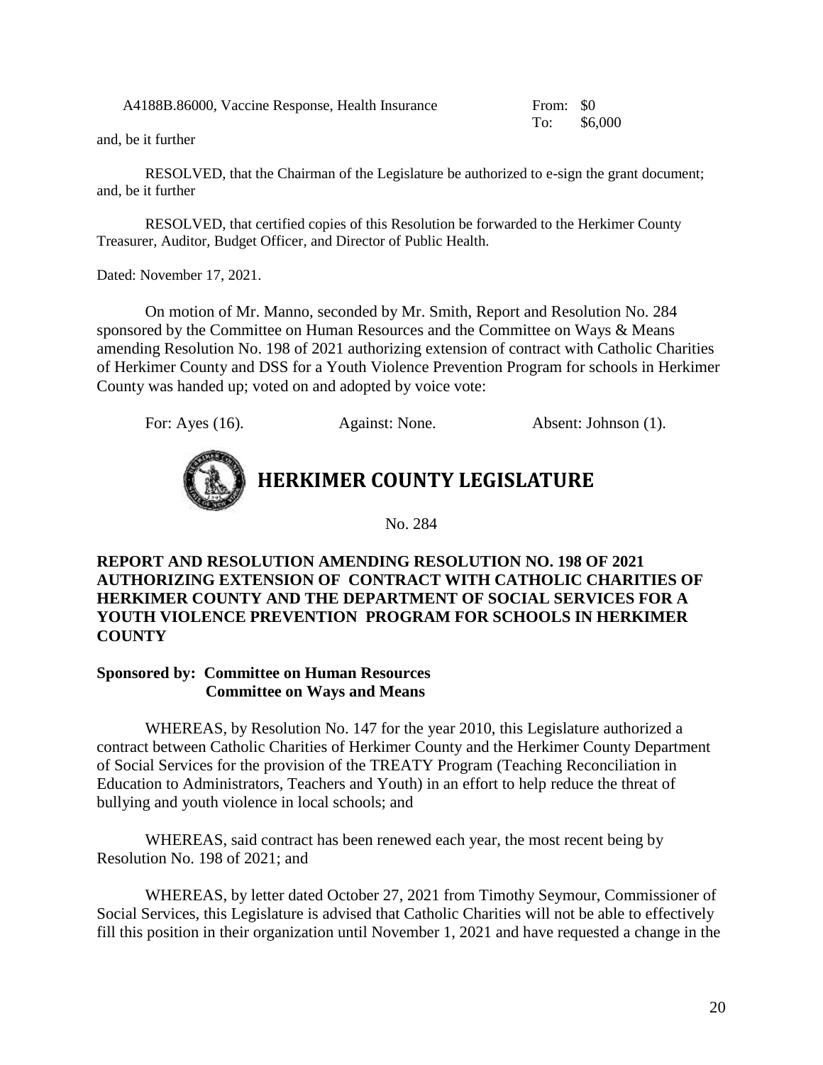A4188B.86000, Vaccine Response, Health Insurance From: \$0 To: \$6,000

and, be it further

RESOLVED, that the Chairman of the Legislature be authorized to e-sign the grant document; and, be it further

RESOLVED, that certified copies of this Resolution be forwarded to the Herkimer County Treasurer, Auditor, Budget Officer, and Director of Public Health.

Dated: November 17, 2021.

On motion of Mr. Manno, seconded by Mr. Smith, Report and Resolution No. 284 sponsored by the Committee on Human Resources and the Committee on Ways & Means amending Resolution No. 198 of 2021 authorizing extension of contract with Catholic Charities of Herkimer County and DSS for a Youth Violence Prevention Program for schools in Herkimer County was handed up; voted on and adopted by voice vote:

For: Ayes (16). Against: None. Absent: Johnson (1).

# HERKIMER COUNTY LEGISLATURE

No. 284

**REPORT AND RESOLUTION AMENDING RESOLUTION NO. 198 OF 2021 AUTHORIZING EXTENSION OF CONTRACT WITH CATHOLIC CHARITIES OF HERKIMER COUNTY AND THE DEPARTMENT OF SOCIAL SERVICES FOR A YOUTH VIOLENCE PREVENTION PROGRAM FOR SCHOOLS IN HERKIMER COUNTY**

**Sponsored by: Committee on Human Resources**
**Committee on Ways and Means**

WHEREAS, by Resolution No. 147 for the year 2010, this Legislature authorized a contract between Catholic Charities of Herkimer County and the Herkimer County Department of Social Services for the provision of the TREATY Program (Teaching Reconciliation in Education to Administrators, Teachers and Youth) in an effort to help reduce the threat of bullying and youth violence in local schools; and

WHEREAS, said contract has been renewed each year, the most recent being by Resolution No. 198 of 2021; and

WHEREAS, by letter dated October 27, 2021 from Timothy Seymour, Commissioner of Social Services, this Legislature is advised that Catholic Charities will not be able to effectively fill this position in their organization until November 1, 2021 and have requested a change in the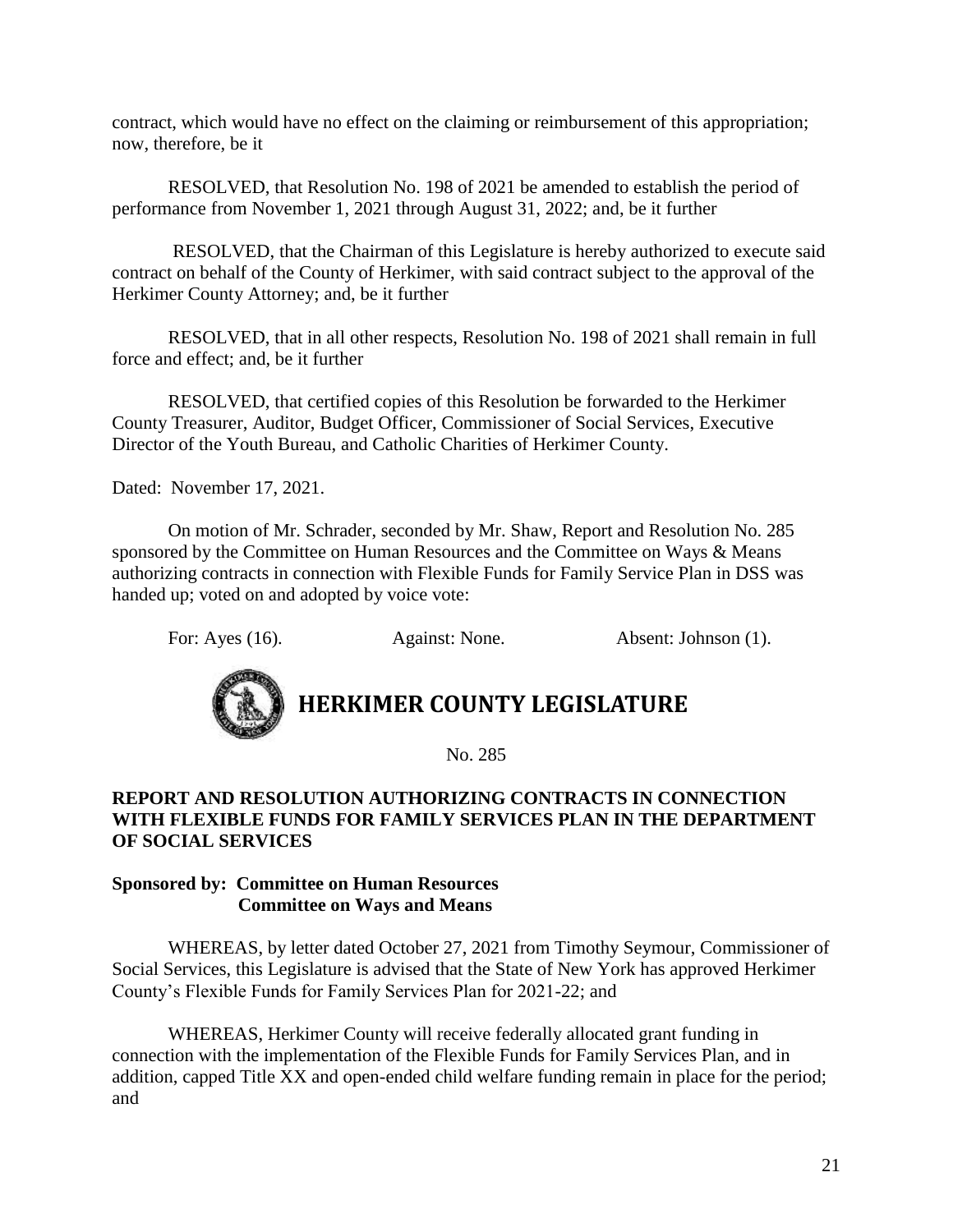contract, which would have no effect on the claiming or reimbursement of this appropriation; now, therefore, be it

RESOLVED, that Resolution No. 198 of 2021 be amended to establish the period of performance from November 1, 2021 through August 31, 2022; and, be it further

RESOLVED, that the Chairman of this Legislature is hereby authorized to execute said contract on behalf of the County of Herkimer, with said contract subject to the approval of the Herkimer County Attorney; and, be it further

RESOLVED, that in all other respects, Resolution No. 198 of 2021 shall remain in full force and effect; and, be it further

RESOLVED, that certified copies of this Resolution be forwarded to the Herkimer County Treasurer, Auditor, Budget Officer, Commissioner of Social Services, Executive Director of the Youth Bureau, and Catholic Charities of Herkimer County.

Dated: November 17, 2021.

On motion of Mr. Schrader, seconded by Mr. Shaw, Report and Resolution No. 285 sponsored by the Committee on Human Resources and the Committee on Ways & Means authorizing contracts in connection with Flexible Funds for Family Service Plan in DSS was handed up; voted on and adopted by voice vote:

For: Ayes (16). Against: None. Absent: Johnson (1).

# HERKIMER COUNTY LEGISLATURE

No. 285

**REPORT AND RESOLUTION AUTHORIZING CONTRACTS IN CONNECTION WITH FLEXIBLE FUNDS FOR FAMILY SERVICES PLAN IN THE DEPARTMENT OF SOCIAL SERVICES**

**Sponsored by: Committee on Human Resources**
**Committee on Ways and Means**

WHEREAS, by letter dated October 27, 2021 from Timothy Seymour, Commissioner of Social Services, this Legislature is advised that the State of New York has approved Herkimer County's Flexible Funds for Family Services Plan for 2021-22; and

WHEREAS, Herkimer County will receive federally allocated grant funding in connection with the implementation of the Flexible Funds for Family Services Plan, and in addition, capped Title XX and open-ended child welfare funding remain in place for the period; and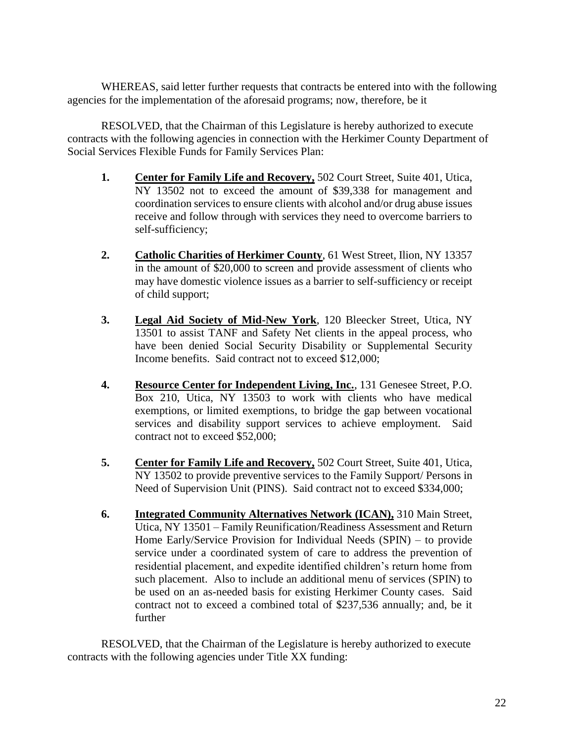WHEREAS, said letter further requests that contracts be entered into with the following agencies for the implementation of the aforesaid programs; now, therefore, be it

RESOLVED, that the Chairman of this Legislature is hereby authorized to execute contracts with the following agencies in connection with the Herkimer County Department of Social Services Flexible Funds for Family Services Plan:

1. **Center for Family Life and Recovery,** 502 Court Street, Suite 401, Utica, NY 13502 not to exceed the amount of $39,338 for management and coordination services to ensure clients with alcohol and/or drug abuse issues receive and follow through with services they need to overcome barriers to self-sufficiency;

2. **Catholic Charities of Herkimer County**, 61 West Street, Ilion, NY 13357 in the amount of $20,000 to screen and provide assessment of clients who may have domestic violence issues as a barrier to self-sufficiency or receipt of child support;

3. **Legal Aid Society of Mid-New York**, 120 Bleecker Street, Utica, NY 13501 to assist TANF and Safety Net clients in the appeal process, who have been denied Social Security Disability or Supplemental Security Income benefits. Said contract not to exceed $12,000;

4. **Resource Center for Independent Living, Inc.**, 131 Genesee Street, P.O. Box 210, Utica, NY 13503 to work with clients who have medical exemptions, or limited exemptions, to bridge the gap between vocational services and disability support services to achieve employment. Said contract not to exceed $52,000;

5. **Center for Family Life and Recovery,** 502 Court Street, Suite 401, Utica, NY 13502 to provide preventive services to the Family Support/ Persons in Need of Supervision Unit (PINS). Said contract not to exceed $334,000;

6. **Integrated Community Alternatives Network (ICAN),** 310 Main Street, Utica, NY 13501 – Family Reunification/Readiness Assessment and Return Home Early/Service Provision for Individual Needs (SPIN) – to provide service under a coordinated system of care to address the prevention of residential placement, and expedite identified children's return home from such placement. Also to include an additional menu of services (SPIN) to be used on an as-needed basis for existing Herkimer County cases. Said contract not to exceed a combined total of $237,536 annually; and, be it further

RESOLVED, that the Chairman of the Legislature is hereby authorized to execute contracts with the following agencies under Title XX funding: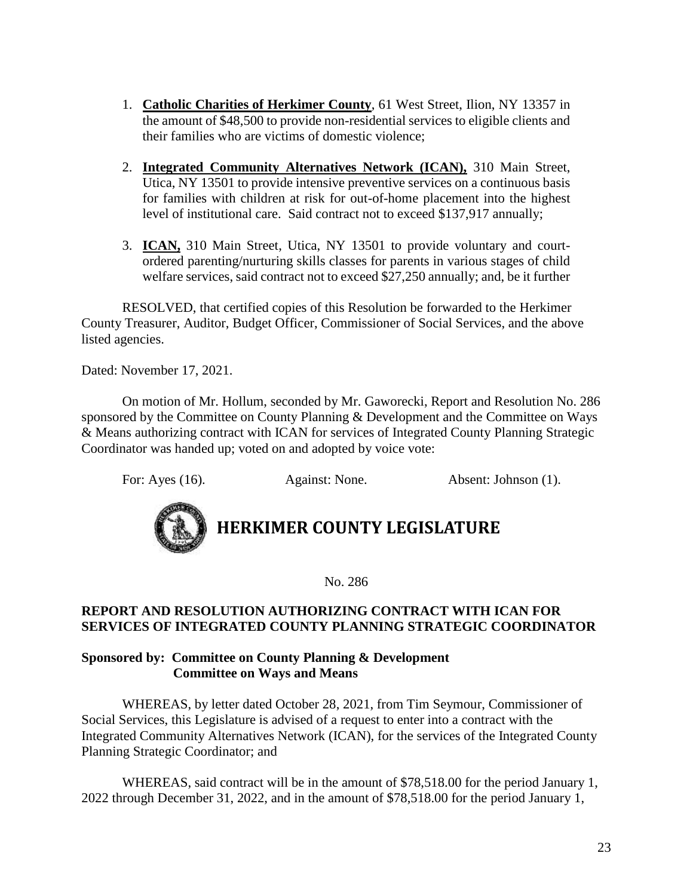1. **Catholic Charities of Herkimer County**, 61 West Street, Ilion, NY 13357 in the amount of $48,500 to provide non-residential services to eligible clients and their families who are victims of domestic violence;

2. **Integrated Community Alternatives Network (ICAN),** 310 Main Street, Utica, NY 13501 to provide intensive preventive services on a continuous basis for families with children at risk for out-of-home placement into the highest level of institutional care. Said contract not to exceed $137,917 annually;

3. **ICAN,** 310 Main Street, Utica, NY 13501 to provide voluntary and court-ordered parenting/nurturing skills classes for parents in various stages of child welfare services, said contract not to exceed $27,250 annually; and, be it further

RESOLVED, that certified copies of this Resolution be forwarded to the Herkimer County Treasurer, Auditor, Budget Officer, Commissioner of Social Services, and the above listed agencies.

Dated: November 17, 2021.

On motion of Mr. Hollum, seconded by Mr. Gaworecki, Report and Resolution No. 286 sponsored by the Committee on County Planning & Development and the Committee on Ways & Means authorizing contract with ICAN for services of Integrated County Planning Strategic Coordinator was handed up; voted on and adopted by voice vote:

For: Ayes (16). Against: None. Absent: Johnson (1).

# HERKIMER COUNTY LEGISLATURE

No. 286

**REPORT AND RESOLUTION AUTHORIZING CONTRACT WITH ICAN FOR SERVICES OF INTEGRATED COUNTY PLANNING STRATEGIC COORDINATOR**

**Sponsored by: Committee on County Planning & Development**
**Committee on Ways and Means**

WHEREAS, by letter dated October 28, 2021, from Tim Seymour, Commissioner of Social Services, this Legislature is advised of a request to enter into a contract with the Integrated Community Alternatives Network (ICAN), for the services of the Integrated County Planning Strategic Coordinator; and

WHEREAS, said contract will be in the amount of $78,518.00 for the period January 1, 2022 through December 31, 2022, and in the amount of $78,518.00 for the period January 1,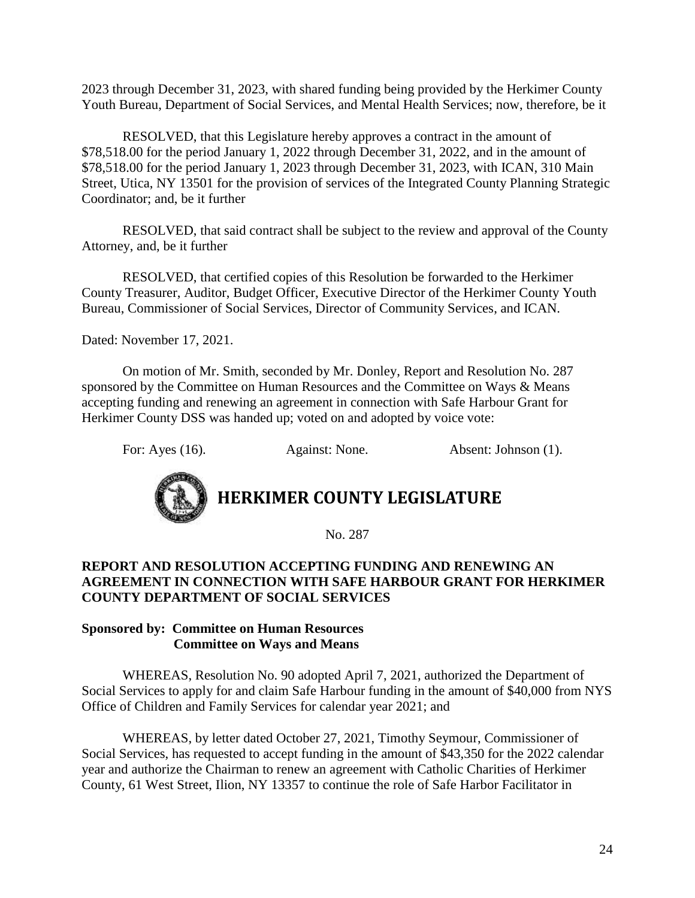2023 through December 31, 2023, with shared funding being provided by the Herkimer County Youth Bureau, Department of Social Services, and Mental Health Services; now, therefore, be it

RESOLVED, that this Legislature hereby approves a contract in the amount of $78,518.00 for the period January 1, 2022 through December 31, 2022, and in the amount of $78,518.00 for the period January 1, 2023 through December 31, 2023, with ICAN, 310 Main Street, Utica, NY 13501 for the provision of services of the Integrated County Planning Strategic Coordinator; and, be it further

RESOLVED, that said contract shall be subject to the review and approval of the County Attorney, and, be it further

RESOLVED, that certified copies of this Resolution be forwarded to the Herkimer County Treasurer, Auditor, Budget Officer, Executive Director of the Herkimer County Youth Bureau, Commissioner of Social Services, Director of Community Services, and ICAN.

Dated: November 17, 2021.

On motion of Mr. Smith, seconded by Mr. Donley, Report and Resolution No. 287 sponsored by the Committee on Human Resources and the Committee on Ways & Means accepting funding and renewing an agreement in connection with Safe Harbour Grant for Herkimer County DSS was handed up; voted on and adopted by voice vote:

For: Ayes (16). Against: None. Absent: Johnson (1).

# HERKIMER COUNTY LEGISLATURE

No. 287

**REPORT AND RESOLUTION ACCEPTING FUNDING AND RENEWING AN AGREEMENT IN CONNECTION WITH SAFE HARBOUR GRANT FOR HERKIMER COUNTY DEPARTMENT OF SOCIAL SERVICES**

**Sponsored by: Committee on Human Resources**
**Committee on Ways and Means**

WHEREAS, Resolution No. 90 adopted April 7, 2021, authorized the Department of Social Services to apply for and claim Safe Harbour funding in the amount of $40,000 from NYS Office of Children and Family Services for calendar year 2021; and

WHEREAS, by letter dated October 27, 2021, Timothy Seymour, Commissioner of Social Services, has requested to accept funding in the amount of $43,350 for the 2022 calendar year and authorize the Chairman to renew an agreement with Catholic Charities of Herkimer County, 61 West Street, Ilion, NY 13357 to continue the role of Safe Harbor Facilitator in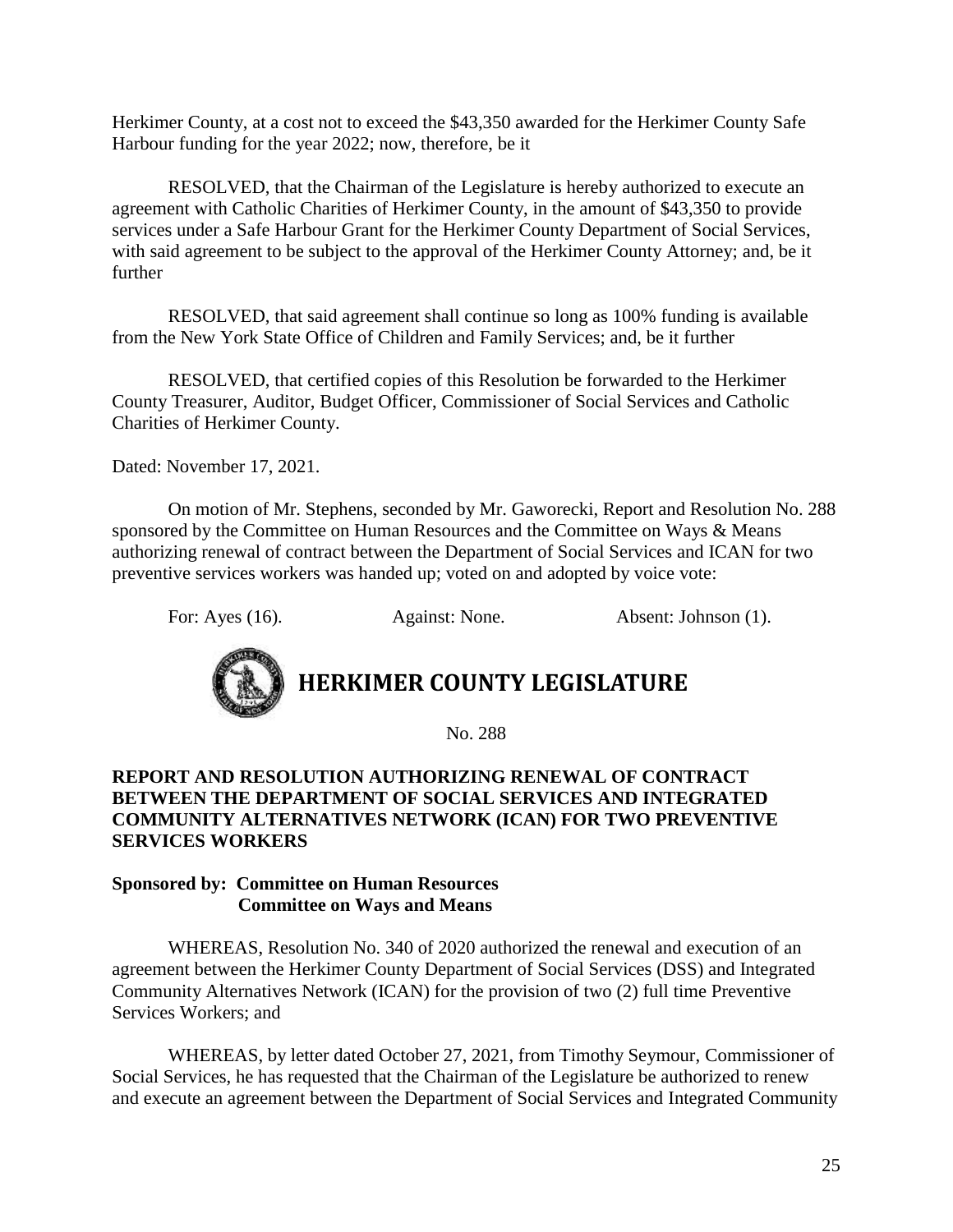Herkimer County, at a cost not to exceed the $43,350 awarded for the Herkimer County Safe Harbour funding for the year 2022; now, therefore, be it

RESOLVED, that the Chairman of the Legislature is hereby authorized to execute an agreement with Catholic Charities of Herkimer County, in the amount of $43,350 to provide services under a Safe Harbour Grant for the Herkimer County Department of Social Services, with said agreement to be subject to the approval of the Herkimer County Attorney; and, be it further

RESOLVED, that said agreement shall continue so long as 100% funding is available from the New York State Office of Children and Family Services; and, be it further

RESOLVED, that certified copies of this Resolution be forwarded to the Herkimer County Treasurer, Auditor, Budget Officer, Commissioner of Social Services and Catholic Charities of Herkimer County.

Dated: November 17, 2021.

On motion of Mr. Stephens, seconded by Mr. Gaworecki, Report and Resolution No. 288 sponsored by the Committee on Human Resources and the Committee on Ways & Means authorizing renewal of contract between the Department of Social Services and ICAN for two preventive services workers was handed up; voted on and adopted by voice vote:

For: Ayes (16). Against: None. Absent: Johnson (1).

# HERKIMER COUNTY LEGISLATURE

No. 288

**REPORT AND RESOLUTION AUTHORIZING RENEWAL OF CONTRACT BETWEEN THE DEPARTMENT OF SOCIAL SERVICES AND INTEGRATED COMMUNITY ALTERNATIVES NETWORK (ICAN) FOR TWO PREVENTIVE SERVICES WORKERS**

**Sponsored by: Committee on Human Resources**
**Committee on Ways and Means**

WHEREAS, Resolution No. 340 of 2020 authorized the renewal and execution of an agreement between the Herkimer County Department of Social Services (DSS) and Integrated Community Alternatives Network (ICAN) for the provision of two (2) full time Preventive Services Workers; and

WHEREAS, by letter dated October 27, 2021, from Timothy Seymour, Commissioner of Social Services, he has requested that the Chairman of the Legislature be authorized to renew and execute an agreement between the Department of Social Services and Integrated Community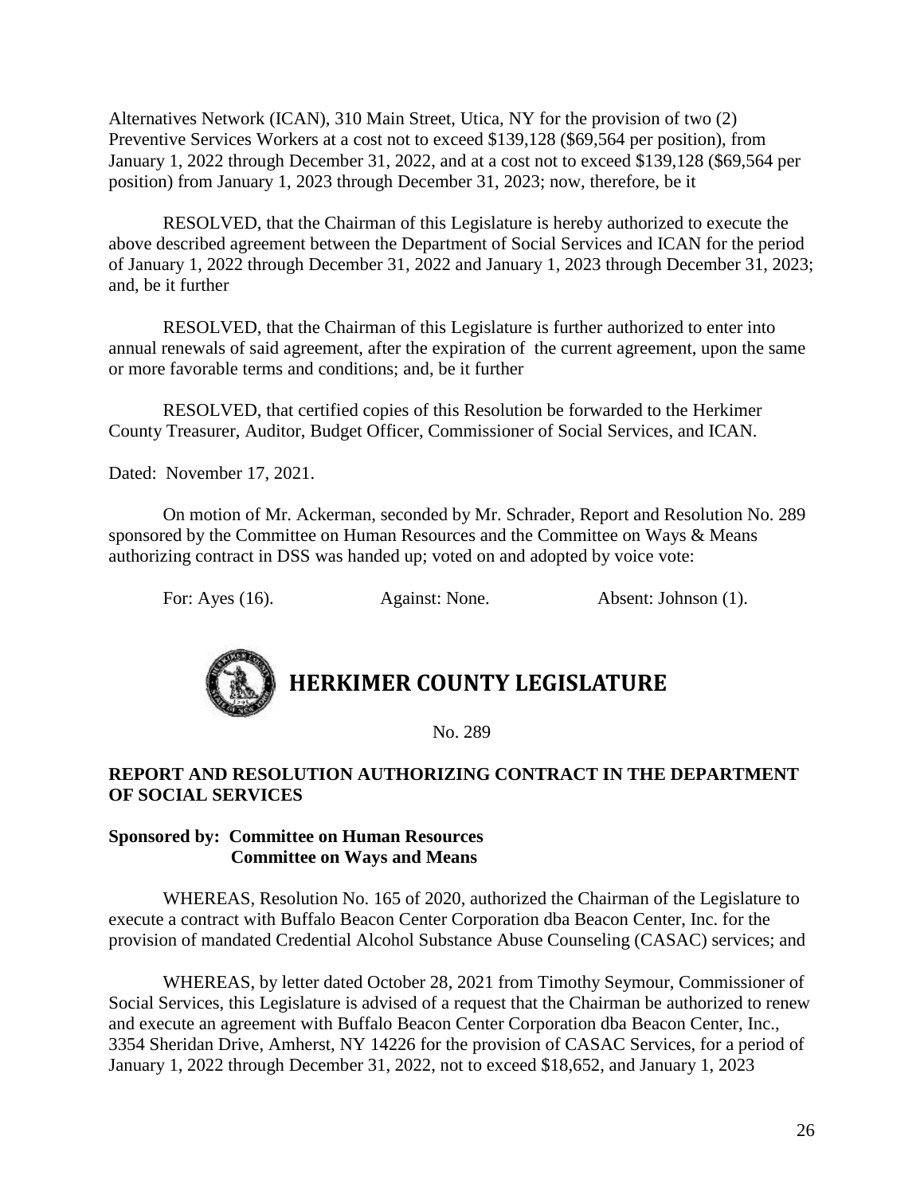Alternatives Network (ICAN), 310 Main Street, Utica, NY for the provision of two (2) Preventive Services Workers at a cost not to exceed $139,128 ($69,564 per position), from January 1, 2022 through December 31, 2022, and at a cost not to exceed $139,128 ($69,564 per position) from January 1, 2023 through December 31, 2023; now, therefore, be it

RESOLVED, that the Chairman of this Legislature is hereby authorized to execute the above described agreement between the Department of Social Services and ICAN for the period of January 1, 2022 through December 31, 2022 and January 1, 2023 through December 31, 2023; and, be it further

RESOLVED, that the Chairman of this Legislature is further authorized to enter into annual renewals of said agreement, after the expiration of the current agreement, upon the same or more favorable terms and conditions; and, be it further

RESOLVED, that certified copies of this Resolution be forwarded to the Herkimer County Treasurer, Auditor, Budget Officer, Commissioner of Social Services, and ICAN.

Dated: November 17, 2021.

On motion of Mr. Ackerman, seconded by Mr. Schrader, Report and Resolution No. 289 sponsored by the Committee on Human Resources and the Committee on Ways & Means authorizing contract in DSS was handed up; voted on and adopted by voice vote:

For: Ayes (16). Against: None. Absent: Johnson (1).

# HERKIMER COUNTY LEGISLATURE

No. 289

**REPORT AND RESOLUTION AUTHORIZING CONTRACT IN THE DEPARTMENT OF SOCIAL SERVICES**

**Sponsored by: Committee on Human Resources**
**Committee on Ways and Means**

WHEREAS, Resolution No. 165 of 2020, authorized the Chairman of the Legislature to execute a contract with Buffalo Beacon Center Corporation dba Beacon Center, Inc. for the provision of mandated Credential Alcohol Substance Abuse Counseling (CASAC) services; and

WHEREAS, by letter dated October 28, 2021 from Timothy Seymour, Commissioner of Social Services, this Legislature is advised of a request that the Chairman be authorized to renew and execute an agreement with Buffalo Beacon Center Corporation dba Beacon Center, Inc., 3354 Sheridan Drive, Amherst, NY 14226 for the provision of CASAC Services, for a period of January 1, 2022 through December 31, 2022, not to exceed $18,652, and January 1, 2023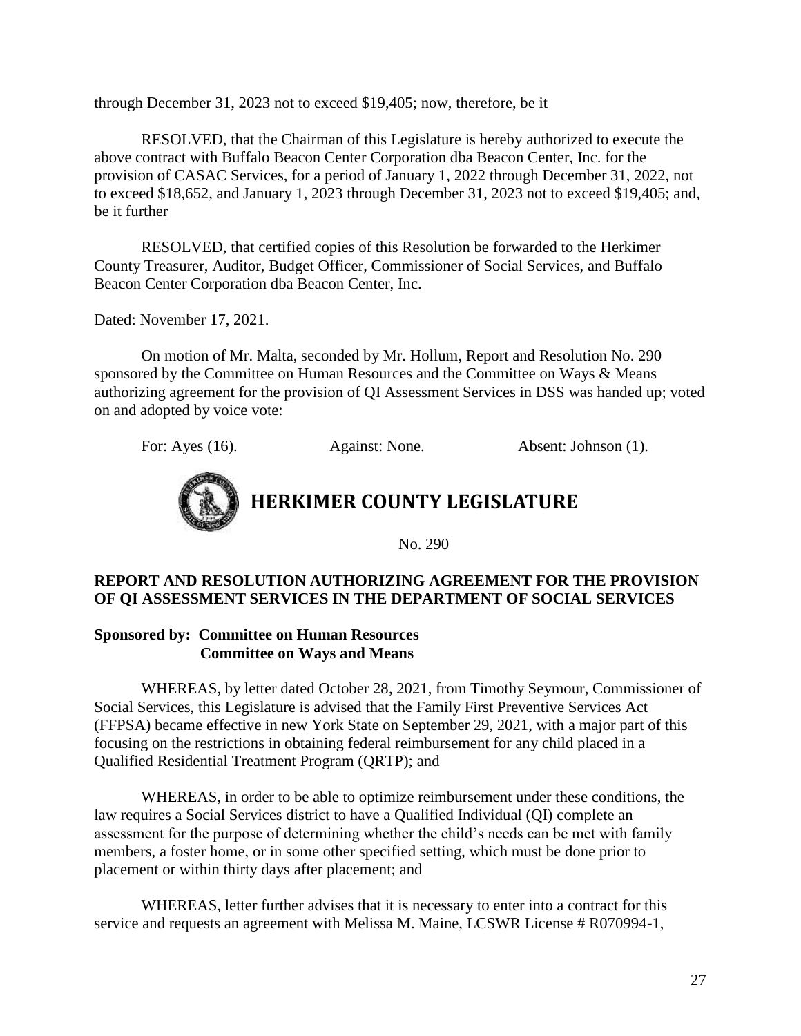through December 31, 2023 not to exceed $19,405; now, therefore, be it

RESOLVED, that the Chairman of this Legislature is hereby authorized to execute the above contract with Buffalo Beacon Center Corporation dba Beacon Center, Inc. for the provision of CASAC Services, for a period of January 1, 2022 through December 31, 2022, not to exceed $18,652, and January 1, 2023 through December 31, 2023 not to exceed $19,405; and, be it further

RESOLVED, that certified copies of this Resolution be forwarded to the Herkimer County Treasurer, Auditor, Budget Officer, Commissioner of Social Services, and Buffalo Beacon Center Corporation dba Beacon Center, Inc.

Dated: November 17, 2021.

On motion of Mr. Malta, seconded by Mr. Hollum, Report and Resolution No. 290 sponsored by the Committee on Human Resources and the Committee on Ways & Means authorizing agreement for the provision of QI Assessment Services in DSS was handed up; voted on and adopted by voice vote:

For: Ayes (16). Against: None. Absent: Johnson (1).

# HERKIMER COUNTY LEGISLATURE

No. 290

**REPORT AND RESOLUTION AUTHORIZING AGREEMENT FOR THE PROVISION OF QI ASSESSMENT SERVICES IN THE DEPARTMENT OF SOCIAL SERVICES**

**Sponsored by: Committee on Human Resources**
**Committee on Ways and Means**

WHEREAS, by letter dated October 28, 2021, from Timothy Seymour, Commissioner of Social Services, this Legislature is advised that the Family First Preventive Services Act (FFPSA) became effective in new York State on September 29, 2021, with a major part of this focusing on the restrictions in obtaining federal reimbursement for any child placed in a Qualified Residential Treatment Program (QRTP); and

WHEREAS, in order to be able to optimize reimbursement under these conditions, the law requires a Social Services district to have a Qualified Individual (QI) complete an assessment for the purpose of determining whether the child's needs can be met with family members, a foster home, or in some other specified setting, which must be done prior to placement or within thirty days after placement; and

WHEREAS, letter further advises that it is necessary to enter into a contract for this service and requests an agreement with Melissa M. Maine, LCSWR License # R070994-1,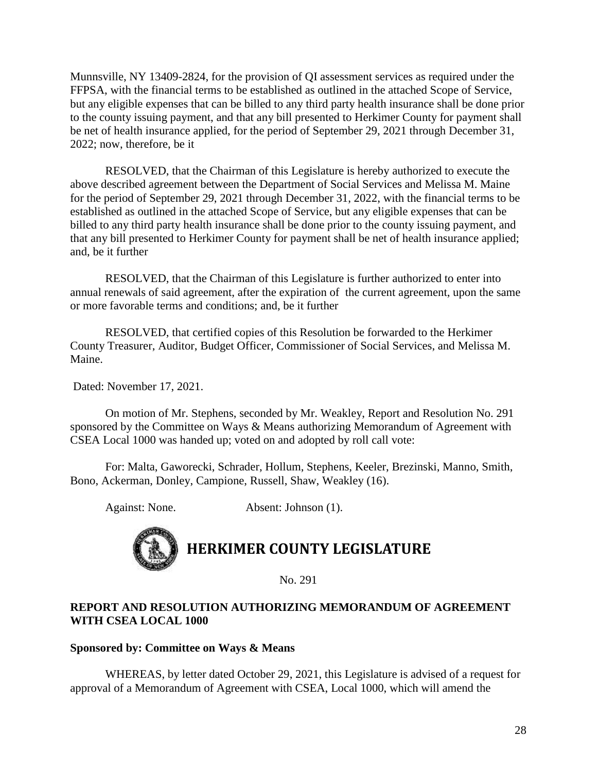Munnsville, NY 13409-2824, for the provision of QI assessment services as required under the FFPSA, with the financial terms to be established as outlined in the attached Scope of Service, but any eligible expenses that can be billed to any third party health insurance shall be done prior to the county issuing payment, and that any bill presented to Herkimer County for payment shall be net of health insurance applied, for the period of September 29, 2021 through December 31, 2022; now, therefore, be it

RESOLVED, that the Chairman of this Legislature is hereby authorized to execute the above described agreement between the Department of Social Services and Melissa M. Maine for the period of September 29, 2021 through December 31, 2022, with the financial terms to be established as outlined in the attached Scope of Service, but any eligible expenses that can be billed to any third party health insurance shall be done prior to the county issuing payment, and that any bill presented to Herkimer County for payment shall be net of health insurance applied; and, be it further

RESOLVED, that the Chairman of this Legislature is further authorized to enter into annual renewals of said agreement, after the expiration of the current agreement, upon the same or more favorable terms and conditions; and, be it further

RESOLVED, that certified copies of this Resolution be forwarded to the Herkimer County Treasurer, Auditor, Budget Officer, Commissioner of Social Services, and Melissa M. Maine.

Dated: November 17, 2021.

On motion of Mr. Stephens, seconded by Mr. Weakley, Report and Resolution No. 291 sponsored by the Committee on Ways & Means authorizing Memorandum of Agreement with CSEA Local 1000 was handed up; voted on and adopted by roll call vote:

For: Malta, Gaworecki, Schrader, Hollum, Stephens, Keeler, Brezinski, Manno, Smith, Bono, Ackerman, Donley, Campione, Russell, Shaw, Weakley (16).

Against: None. Absent: Johnson (1).

# HERKIMER COUNTY LEGISLATURE

No. 291

**REPORT AND RESOLUTION AUTHORIZING MEMORANDUM OF AGREEMENT WITH CSEA LOCAL 1000**

**Sponsored by: Committee on Ways & Means**

WHEREAS, by letter dated October 29, 2021, this Legislature is advised of a request for approval of a Memorandum of Agreement with CSEA, Local 1000, which will amend the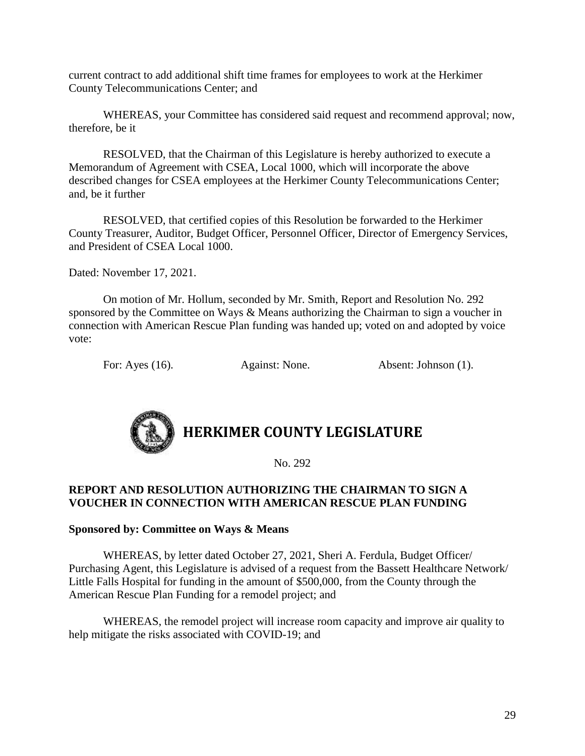current contract to add additional shift time frames for employees to work at the Herkimer County Telecommunications Center; and

WHEREAS, your Committee has considered said request and recommend approval; now, therefore, be it

RESOLVED, that the Chairman of this Legislature is hereby authorized to execute a Memorandum of Agreement with CSEA, Local 1000, which will incorporate the above described changes for CSEA employees at the Herkimer County Telecommunications Center; and, be it further

RESOLVED, that certified copies of this Resolution be forwarded to the Herkimer County Treasurer, Auditor, Budget Officer, Personnel Officer, Director of Emergency Services, and President of CSEA Local 1000.

Dated: November 17, 2021.

On motion of Mr. Hollum, seconded by Mr. Smith, Report and Resolution No. 292 sponsored by the Committee on Ways & Means authorizing the Chairman to sign a voucher in connection with American Rescue Plan funding was handed up; voted on and adopted by voice vote:

For: Ayes (16). Against: None. Absent: Johnson (1).

# HERKIMER COUNTY LEGISLATURE

No. 292

**REPORT AND RESOLUTION AUTHORIZING THE CHAIRMAN TO SIGN A VOUCHER IN CONNECTION WITH AMERICAN RESCUE PLAN FUNDING**

**Sponsored by: Committee on Ways & Means**

WHEREAS, by letter dated October 27, 2021, Sheri A. Ferdula, Budget Officer/ Purchasing Agent, this Legislature is advised of a request from the Bassett Healthcare Network/ Little Falls Hospital for funding in the amount of $500,000, from the County through the American Rescue Plan Funding for a remodel project; and

WHEREAS, the remodel project will increase room capacity and improve air quality to help mitigate the risks associated with COVID-19; and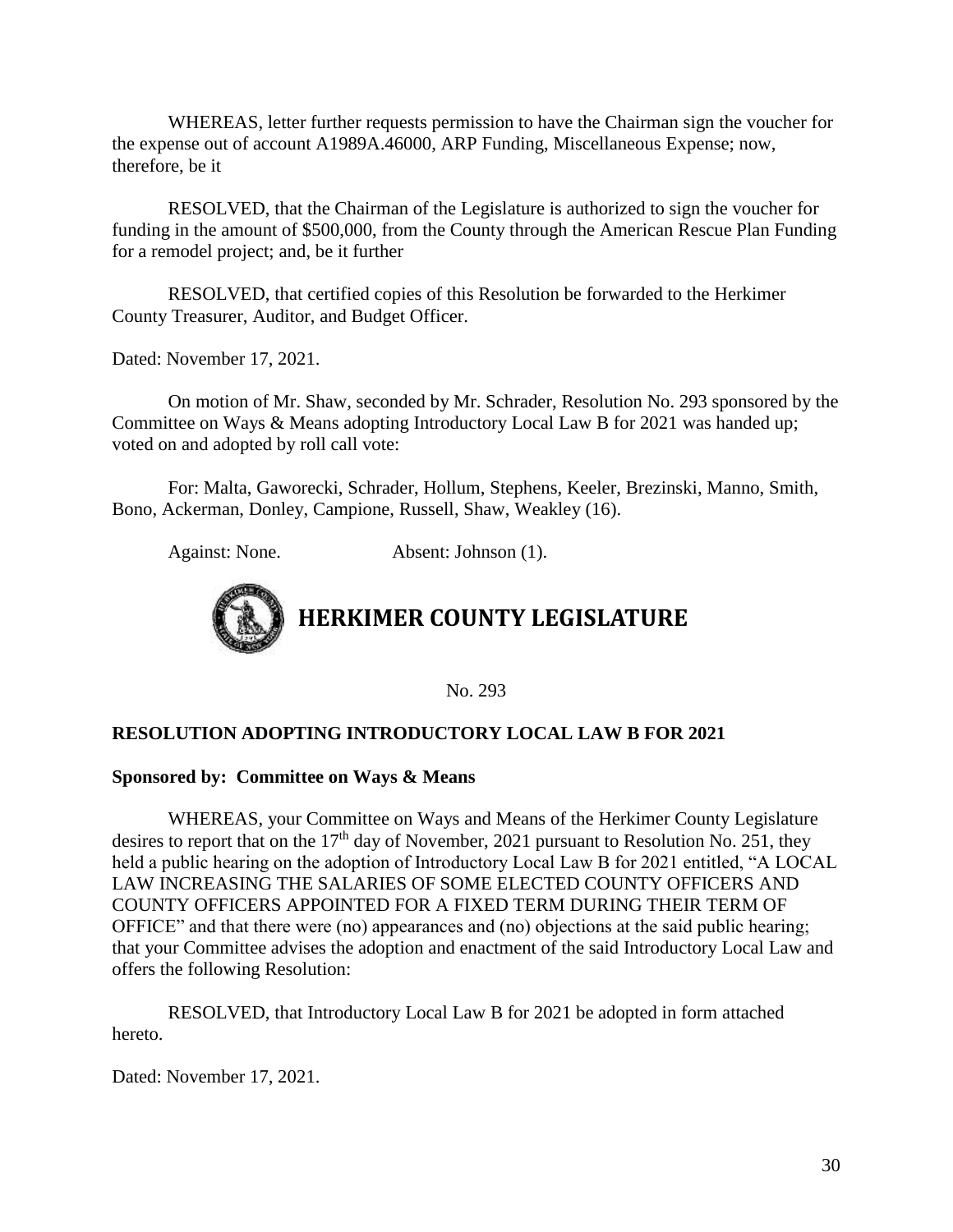WHEREAS, letter further requests permission to have the Chairman sign the voucher for the expense out of account A1989A.46000, ARP Funding, Miscellaneous Expense; now, therefore, be it

RESOLVED, that the Chairman of the Legislature is authorized to sign the voucher for funding in the amount of $500,000, from the County through the American Rescue Plan Funding for a remodel project; and, be it further

RESOLVED, that certified copies of this Resolution be forwarded to the Herkimer County Treasurer, Auditor, and Budget Officer.

Dated: November 17, 2021.

On motion of Mr. Shaw, seconded by Mr. Schrader, Resolution No. 293 sponsored by the Committee on Ways & Means adopting Introductory Local Law B for 2021 was handed up; voted on and adopted by roll call vote:

For: Malta, Gaworecki, Schrader, Hollum, Stephens, Keeler, Brezinski, Manno, Smith, Bono, Ackerman, Donley, Campione, Russell, Shaw, Weakley (16).

Against: None. Absent: Johnson (1).

# HERKIMER COUNTY LEGISLATURE

No. 293

**RESOLUTION ADOPTING INTRODUCTORY LOCAL LAW B FOR 2021**

**Sponsored by: Committee on Ways & Means**

WHEREAS, your Committee on Ways and Means of the Herkimer County Legislature desires to report that on the 17th day of November, 2021 pursuant to Resolution No. 251, they held a public hearing on the adoption of Introductory Local Law B for 2021 entitled, "A LOCAL LAW INCREASING THE SALARIES OF SOME ELECTED COUNTY OFFICERS AND COUNTY OFFICERS APPOINTED FOR A FIXED TERM DURING THEIR TERM OF OFFICE" and that there were (no) appearances and (no) objections at the said public hearing; that your Committee advises the adoption and enactment of the said Introductory Local Law and offers the following Resolution:

RESOLVED, that Introductory Local Law B for 2021 be adopted in form attached hereto.

Dated: November 17, 2021.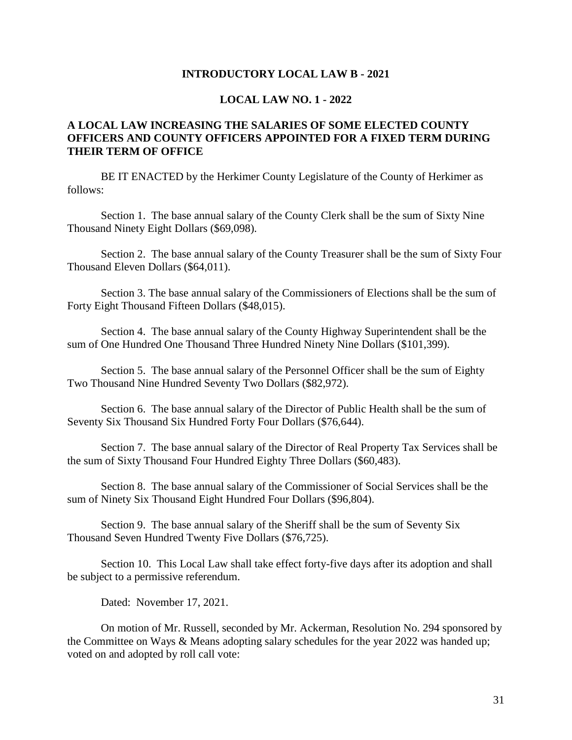**INTRODUCTORY LOCAL LAW B - 2021**

**LOCAL LAW NO. 1 - 2022**

**A LOCAL LAW INCREASING THE SALARIES OF SOME ELECTED COUNTY OFFICERS AND COUNTY OFFICERS APPOINTED FOR A FIXED TERM DURING THEIR TERM OF OFFICE**

BE IT ENACTED by the Herkimer County Legislature of the County of Herkimer as follows:

Section 1. The base annual salary of the County Clerk shall be the sum of Sixty Nine Thousand Ninety Eight Dollars ($69,098).

Section 2. The base annual salary of the County Treasurer shall be the sum of Sixty Four Thousand Eleven Dollars ($64,011).

Section 3. The base annual salary of the Commissioners of Elections shall be the sum of Forty Eight Thousand Fifteen Dollars ($48,015).

Section 4. The base annual salary of the County Highway Superintendent shall be the sum of One Hundred One Thousand Three Hundred Ninety Nine Dollars ($101,399).

Section 5. The base annual salary of the Personnel Officer shall be the sum of Eighty Two Thousand Nine Hundred Seventy Two Dollars ($82,972).

Section 6. The base annual salary of the Director of Public Health shall be the sum of Seventy Six Thousand Six Hundred Forty Four Dollars ($76,644).

Section 7. The base annual salary of the Director of Real Property Tax Services shall be the sum of Sixty Thousand Four Hundred Eighty Three Dollars ($60,483).

Section 8. The base annual salary of the Commissioner of Social Services shall be the sum of Ninety Six Thousand Eight Hundred Four Dollars ($96,804).

Section 9. The base annual salary of the Sheriff shall be the sum of Seventy Six Thousand Seven Hundred Twenty Five Dollars ($76,725).

Section 10. This Local Law shall take effect forty-five days after its adoption and shall be subject to a permissive referendum.

Dated: November 17, 2021.

On motion of Mr. Russell, seconded by Mr. Ackerman, Resolution No. 294 sponsored by the Committee on Ways & Means adopting salary schedules for the year 2022 was handed up; voted on and adopted by roll call vote: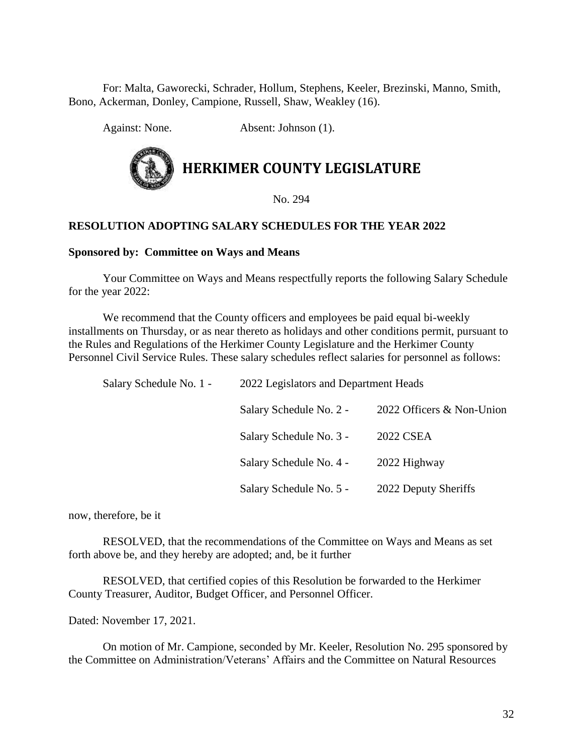For: Malta, Gaworecki, Schrader, Hollum, Stephens, Keeler, Brezinski, Manno, Smith, Bono, Ackerman, Donley, Campione, Russell, Shaw, Weakley (16).

Against: None. Absent: Johnson (1).

# HERKIMER COUNTY LEGISLATURE

No. 294

**RESOLUTION ADOPTING SALARY SCHEDULES FOR THE YEAR 2022**

**Sponsored by: Committee on Ways and Means**

Your Committee on Ways and Means respectfully reports the following Salary Schedule for the year 2022:

We recommend that the County officers and employees be paid equal bi-weekly installments on Thursday, or as near thereto as holidays and other conditions permit, pursuant to the Rules and Regulations of the Herkimer County Legislature and the Herkimer County Personnel Civil Service Rules. These salary schedules reflect salaries for personnel as follows:

Salary Schedule No. 1 - 2022 Legislators and Department Heads

Salary Schedule No. 2 - 2022 Officers & Non-Union

Salary Schedule No. 3 - 2022 CSEA

Salary Schedule No. 4 - 2022 Highway

Salary Schedule No. 5 - 2022 Deputy Sheriffs

now, therefore, be it

RESOLVED, that the recommendations of the Committee on Ways and Means as set forth above be, and they hereby are adopted; and, be it further

RESOLVED, that certified copies of this Resolution be forwarded to the Herkimer County Treasurer, Auditor, Budget Officer, and Personnel Officer.

Dated: November 17, 2021.

On motion of Mr. Campione, seconded by Mr. Keeler, Resolution No. 295 sponsored by the Committee on Administration/Veterans' Affairs and the Committee on Natural Resources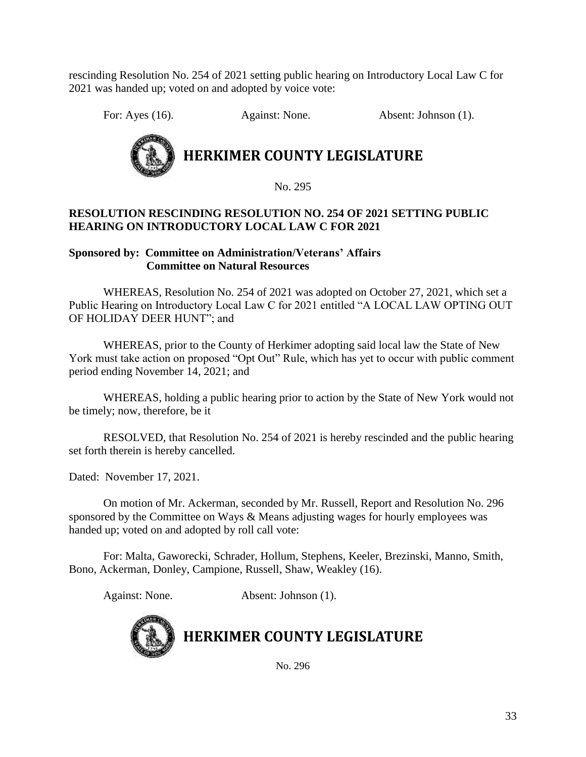rescinding Resolution No. 254 of 2021 setting public hearing on Introductory Local Law C for 2021 was handed up; voted on and adopted by voice vote:

For: Ayes (16). Against: None. Absent: Johnson (1).

# HERKIMER COUNTY LEGISLATURE

No. 295

**RESOLUTION RESCINDING RESOLUTION NO. 254 OF 2021 SETTING PUBLIC HEARING ON INTRODUCTORY LOCAL LAW C FOR 2021**

**Sponsored by: Committee on Administration/Veterans' Affairs**
**Committee on Natural Resources**

WHEREAS, Resolution No. 254 of 2021 was adopted on October 27, 2021, which set a Public Hearing on Introductory Local Law C for 2021 entitled "A LOCAL LAW OPTING OUT OF HOLIDAY DEER HUNT"; and

WHEREAS, prior to the County of Herkimer adopting said local law the State of New York must take action on proposed "Opt Out" Rule, which has yet to occur with public comment period ending November 14, 2021; and

WHEREAS, holding a public hearing prior to action by the State of New York would not be timely; now, therefore, be it

RESOLVED, that Resolution No. 254 of 2021 is hereby rescinded and the public hearing set forth therein is hereby cancelled.

Dated: November 17, 2021.

On motion of Mr. Ackerman, seconded by Mr. Russell, Report and Resolution No. 296 sponsored by the Committee on Ways & Means adjusting wages for hourly employees was handed up; voted on and adopted by roll call vote:

For: Malta, Gaworecki, Schrader, Hollum, Stephens, Keeler, Brezinski, Manno, Smith, Bono, Ackerman, Donley, Campione, Russell, Shaw, Weakley (16).

Against: None. Absent: Johnson (1).

# HERKIMER COUNTY LEGISLATURE

No. 296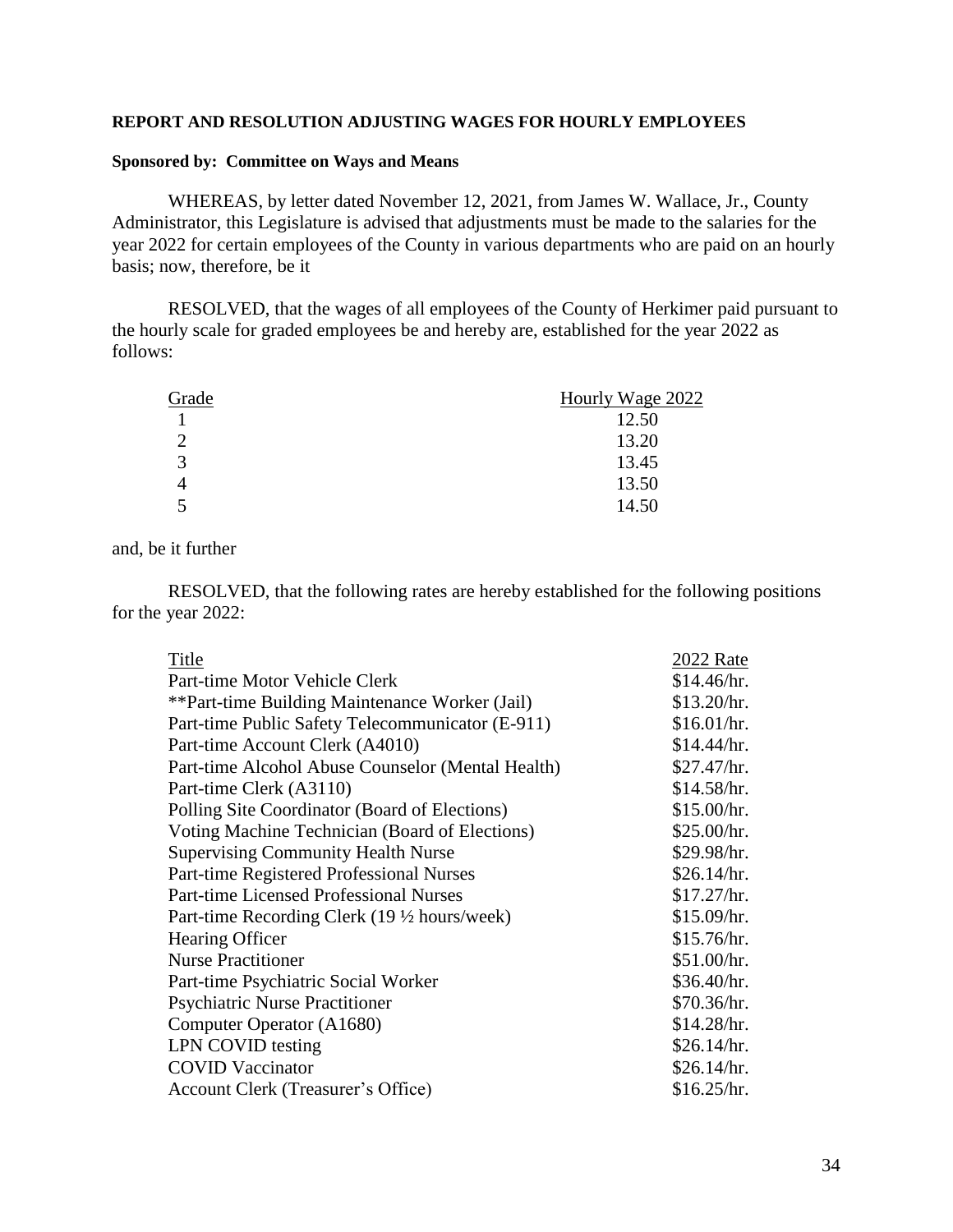**REPORT AND RESOLUTION ADJUSTING WAGES FOR HOURLY EMPLOYEES**

**Sponsored by: Committee on Ways and Means**

WHEREAS, by letter dated November 12, 2021, from James W. Wallace, Jr., County Administrator, this Legislature is advised that adjustments must be made to the salaries for the year 2022 for certain employees of the County in various departments who are paid on an hourly basis; now, therefore, be it

RESOLVED, that the wages of all employees of the County of Herkimer paid pursuant to the hourly scale for graded employees be and hereby are, established for the year 2022 as follows:

| Grade | Hourly Wage 2022 |
|---|---|
| 1 | 12.50 |
| 2 | 13.20 |
| 3 | 13.45 |
| 4 | 13.50 |
| 5 | 14.50 |

and, be it further

RESOLVED, that the following rates are hereby established for the following positions for the year 2022:

| Title | 2022 Rate |
|---|---|
| Part-time Motor Vehicle Clerk | $14.46/hr. |
| **Part-time Building Maintenance Worker (Jail) | $13.20/hr. |
| Part-time Public Safety Telecommunicator (E-911) | $16.01/hr. |
| Part-time Account Clerk (A4010) | $14.44/hr. |
| Part-time Alcohol Abuse Counselor (Mental Health) | $27.47/hr. |
| Part-time Clerk (A3110) | $14.58/hr. |
| Polling Site Coordinator (Board of Elections) | $15.00/hr. |
| Voting Machine Technician (Board of Elections) | $25.00/hr. |
| Supervising Community Health Nurse | $29.98/hr. |
| Part-time Registered Professional Nurses | $26.14/hr. |
| Part-time Licensed Professional Nurses | $17.27/hr. |
| Part-time Recording Clerk (19 ½ hours/week) | $15.09/hr. |
| Hearing Officer | $15.76/hr. |
| Nurse Practitioner | $51.00/hr. |
| Part-time Psychiatric Social Worker | $36.40/hr. |
| Psychiatric Nurse Practitioner | $70.36/hr. |
| Computer Operator (A1680) | $14.28/hr. |
| LPN COVID testing | $26.14/hr. |
| COVID Vaccinator | $26.14/hr. |
| Account Clerk (Treasurer's Office) | $16.25/hr. |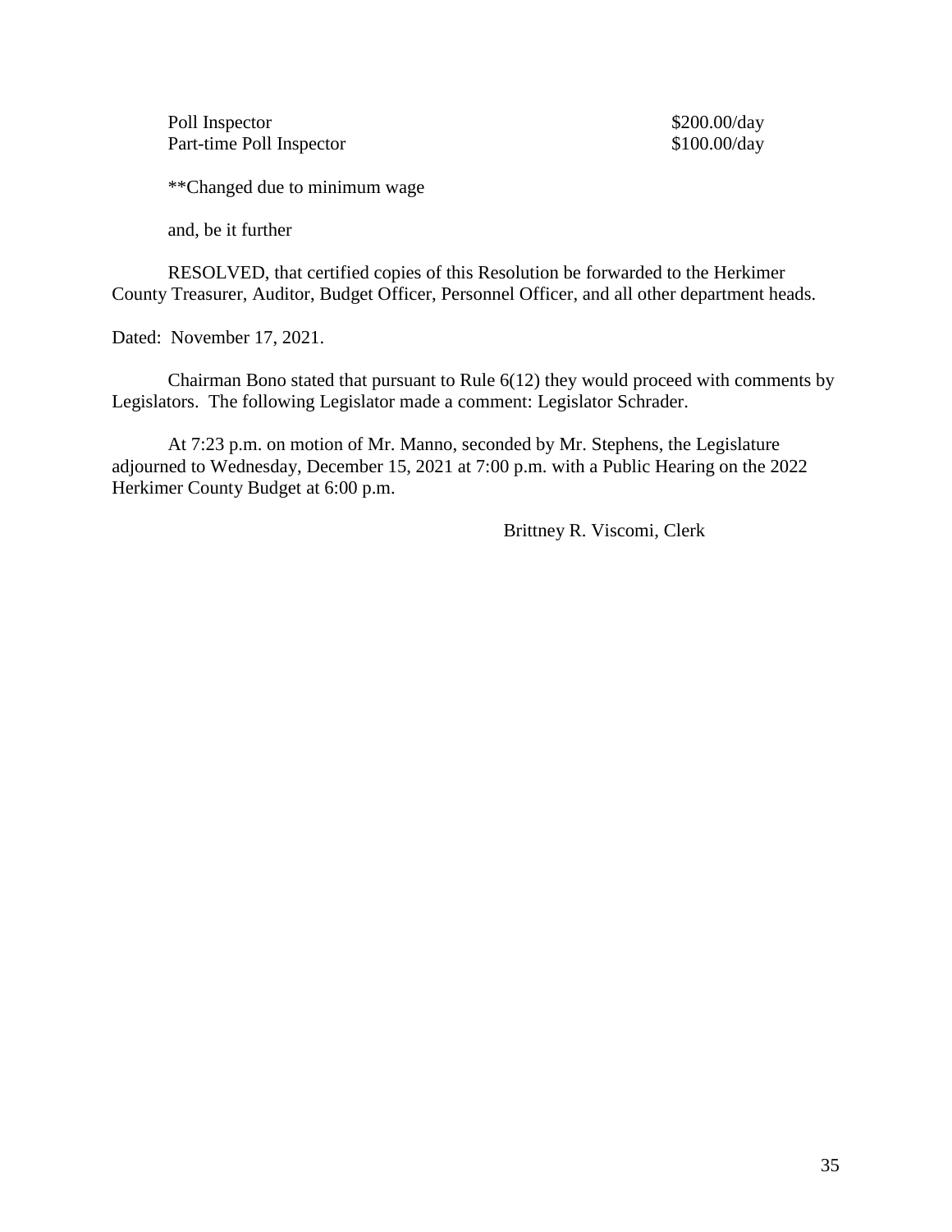| | |
|---|---|
| Poll Inspector | $200.00/day |
| Part-time Poll Inspector | $100.00/day |

**Changed due to minimum wage

and, be it further

RESOLVED, that certified copies of this Resolution be forwarded to the Herkimer County Treasurer, Auditor, Budget Officer, Personnel Officer, and all other department heads.

Dated: November 17, 2021.

Chairman Bono stated that pursuant to Rule 6(12) they would proceed with comments by Legislators. The following Legislator made a comment: Legislator Schrader.

At 7:23 p.m. on motion of Mr. Manno, seconded by Mr. Stephens, the Legislature adjourned to Wednesday, December 15, 2021 at 7:00 p.m. with a Public Hearing on the 2022 Herkimer County Budget at 6:00 p.m.

Brittney R. Viscomi, Clerk